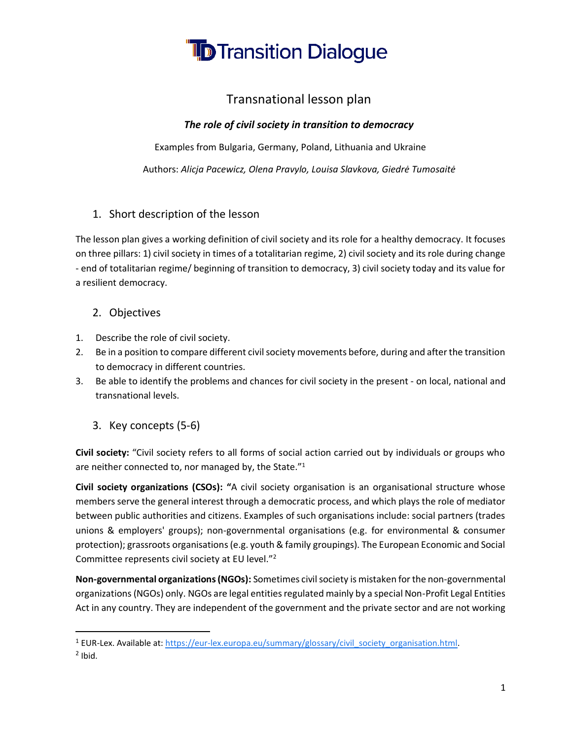# Transition Dialogue

## Transnational lesson plan

### *The role of civil society in transition to democracy*

Examples from Bulgaria, Germany, Poland, Lithuania and Ukraine

Authors: *Alicja Pacewicz, Olena Pravylo, Louisa Slavkova, Giedrė Tumosaitė*

## 1. Short description of the lesson

The lesson plan gives a working definition of civil society and its role for a healthy democracy. It focuses on three pillars: 1) civil society in times of a totalitarian regime, 2) civil society and its role during change - end of totalitarian regime/ beginning of transition to democracy, 3) civil society today and its value for a resilient democracy.

## 2. Objectives

1. Describe the role of civil society.
2. Be in a position to compare different civil society movements before, during and after the transition to democracy in different countries.
3. Be able to identify the problems and chances for civil society in the present - on local, national and transnational levels.

## 3. Key concepts (5-6)

**Civil society:** "Civil society refers to all forms of social action carried out by individuals or groups who are neither connected to, nor managed by, the State."[1]

**Civil society organizations (CSOs): "**A civil society organisation is an organisational structure whose members serve the general interest through a democratic process, and which plays the role of mediator between public authorities and citizens. Examples of such organisations include: social partners (trades unions & employers' groups); non-governmental organisations (e.g. for environmental & consumer protection); grassroots organisations (e.g. youth & family groupings). The European Economic and Social Committee represents civil society at EU level."[2]

**Non-governmental organizations (NGOs):** Sometimes civil society is mistaken for the non-governmental organizations (NGOs) only. NGOs are legal entities regulated mainly by a special Non-Profit Legal Entities Act in any country. They are independent of the government and the private sector and are not working

---

[1] EUR-Lex. Available at: https://eur-lex.europa.eu/summary/glossary/civil_society_organisation.html.

[2] Ibid.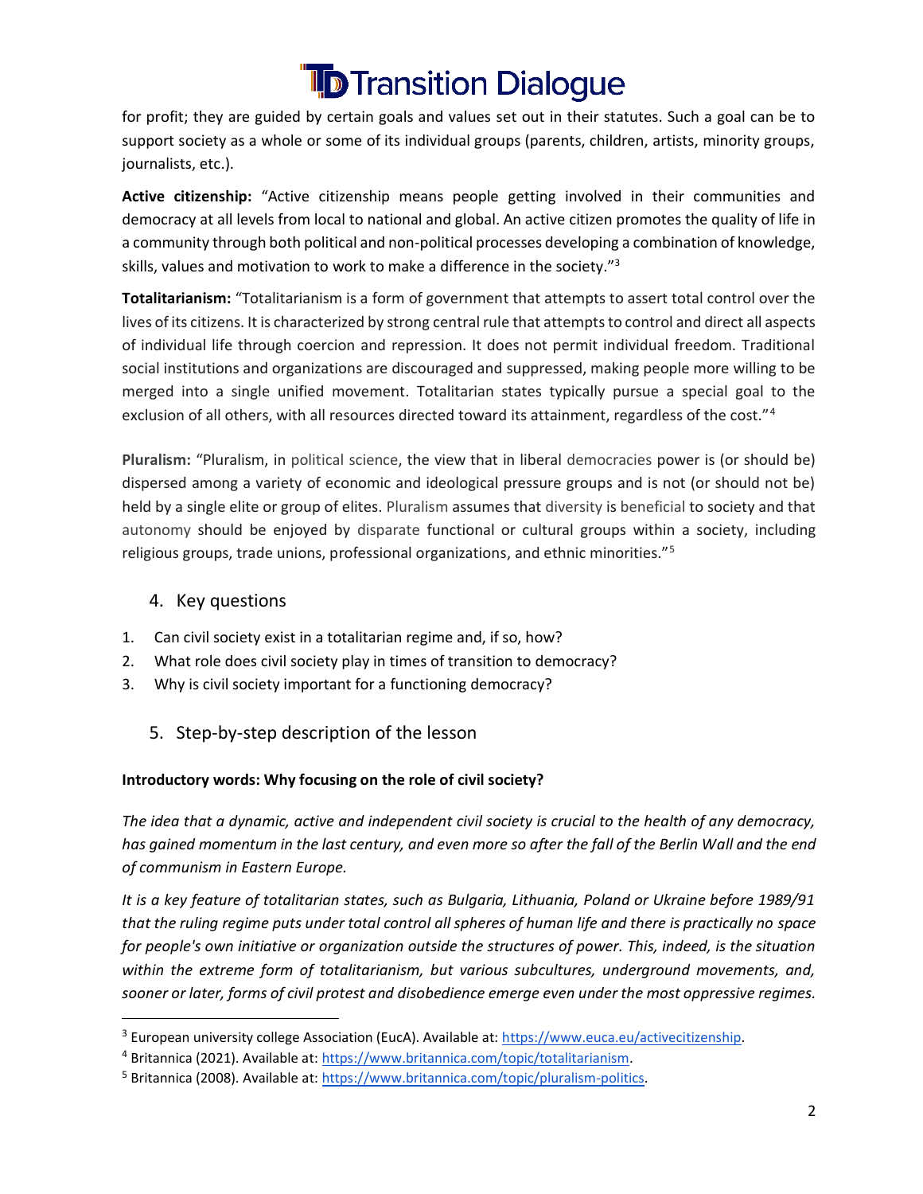for profit; they are guided by certain goals and values set out in their statutes. Such a goal can be to support society as a whole or some of its individual groups (parents, children, artists, minority groups, journalists, etc.).

**Active citizenship:** "Active citizenship means people getting involved in their communities and democracy at all levels from local to national and global. An active citizen promotes the quality of life in a community through both political and non-political processes developing a combination of knowledge, skills, values and motivation to work to make a difference in the society."[3]

**Totalitarianism:** "Totalitarianism is a form of government that attempts to assert total control over the lives of its citizens. It is characterized by strong central rule that attempts to control and direct all aspects of individual life through coercion and repression. It does not permit individual freedom. Traditional social institutions and organizations are discouraged and suppressed, making people more willing to be merged into a single unified movement. Totalitarian states typically pursue a special goal to the exclusion of all others, with all resources directed toward its attainment, regardless of the cost."[4]

**Pluralism:** "Pluralism, in political science, the view that in liberal democracies power is (or should be) dispersed among a variety of economic and ideological pressure groups and is not (or should not be) held by a single elite or group of elites. Pluralism assumes that diversity is beneficial to society and that autonomy should be enjoyed by disparate functional or cultural groups within a society, including religious groups, trade unions, professional organizations, and ethnic minorities."[5]

## 4. Key questions

1. Can civil society exist in a totalitarian regime and, if so, how?
2. What role does civil society play in times of transition to democracy?
3. Why is civil society important for a functioning democracy?

## 5. Step-by-step description of the lesson

**Introductory words: Why focusing on the role of civil society?**

*The idea that a dynamic, active and independent civil society is crucial to the health of any democracy, has gained momentum in the last century, and even more so after the fall of the Berlin Wall and the end of communism in Eastern Europe.*

*It is a key feature of totalitarian states, such as Bulgaria, Lithuania, Poland or Ukraine before 1989/91 that the ruling regime puts under total control all spheres of human life and there is practically no space for people's own initiative or organization outside the structures of power. This, indeed, is the situation within the extreme form of totalitarianism, but various subcultures, underground movements, and, sooner or later, forms of civil protest and disobedience emerge even under the most oppressive regimes.*

---

[3] European university college Association (EucA). Available at: https://www.euca.eu/activecitizenship.

[4] Britannica (2021). Available at: https://www.britannica.com/topic/totalitarianism.

[5] Britannica (2008). Available at: https://www.britannica.com/topic/pluralism-politics.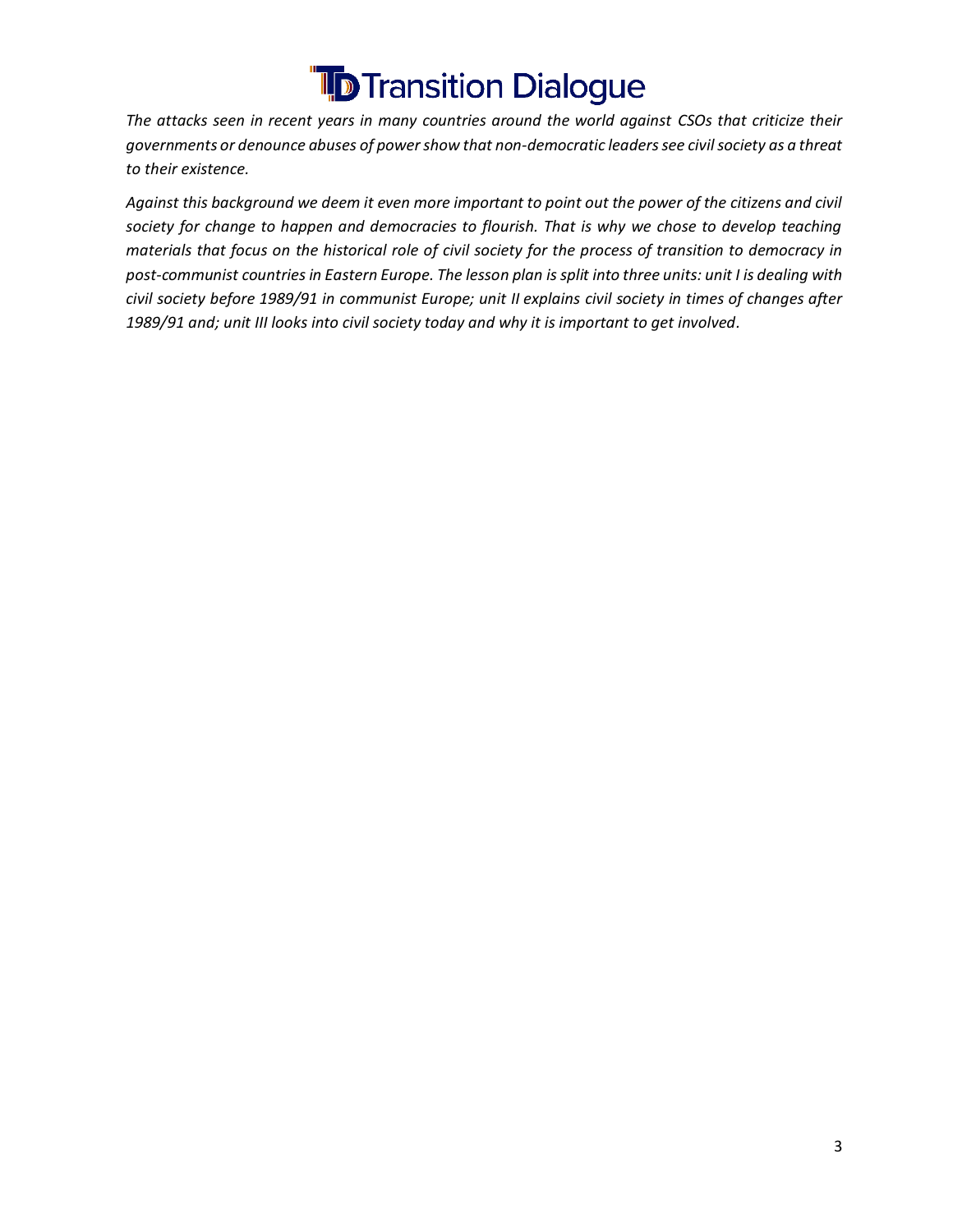*The attacks seen in recent years in many countries around the world against CSOs that criticize their governments or denounce abuses of power show that non-democratic leaders see civil society as a threat to their existence.*

*Against this background we deem it even more important to point out the power of the citizens and civil society for change to happen and democracies to flourish. That is why we chose to develop teaching materials that focus on the historical role of civil society for the process of transition to democracy in post-communist countries in Eastern Europe. The lesson plan is split into three units: unit I is dealing with civil society before 1989/91 in communist Europe; unit II explains civil society in times of changes after 1989/91 and; unit III looks into civil society today and why it is important to get involved.*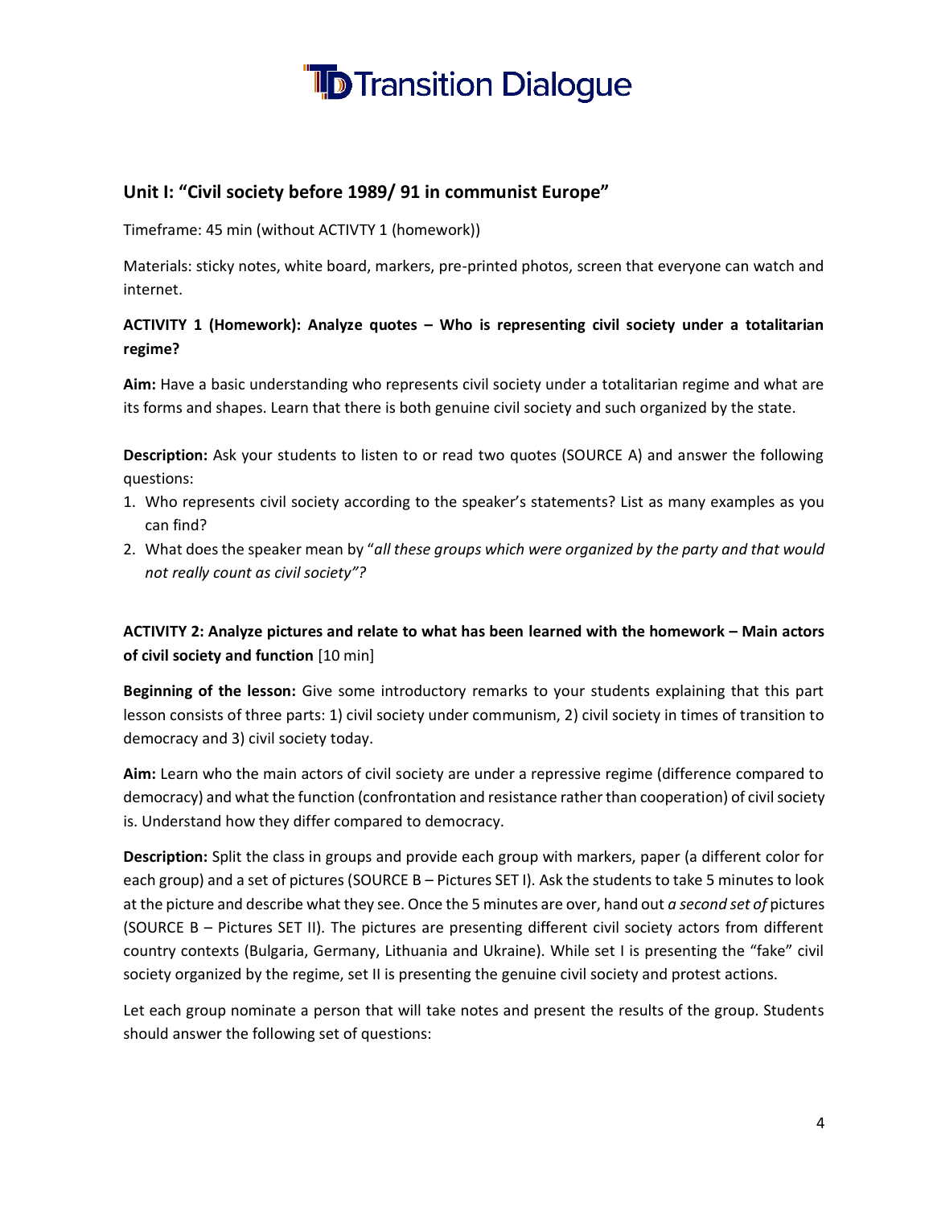## Unit I: "Civil society before 1989/ 91 in communist Europe"

Timeframe: 45 min (without ACTIVTY 1 (homework))

Materials: sticky notes, white board, markers, pre-printed photos, screen that everyone can watch and internet.

### ACTIVITY 1 (Homework): Analyze quotes – Who is representing civil society under a totalitarian regime?

**Aim:** Have a basic understanding who represents civil society under a totalitarian regime and what are its forms and shapes. Learn that there is both genuine civil society and such organized by the state.

**Description:** Ask your students to listen to or read two quotes (SOURCE A) and answer the following questions:

1. Who represents civil society according to the speaker's statements? List as many examples as you can find?
2. What does the speaker mean by "*all these groups which were organized by the party and that would not really count as civil society"?*

### ACTIVITY 2: Analyze pictures and relate to what has been learned with the homework – Main actors of civil society and function [10 min]

**Beginning of the lesson:** Give some introductory remarks to your students explaining that this part lesson consists of three parts: 1) civil society under communism, 2) civil society in times of transition to democracy and 3) civil society today.

**Aim:** Learn who the main actors of civil society are under a repressive regime (difference compared to democracy) and what the function (confrontation and resistance rather than cooperation) of civil society is. Understand how they differ compared to democracy.

**Description:** Split the class in groups and provide each group with markers, paper (a different color for each group) and a set of pictures (SOURCE B – Pictures SET I). Ask the students to take 5 minutes to look at the picture and describe what they see. Once the 5 minutes are over, hand out *a second set of* pictures (SOURCE B – Pictures SET II). The pictures are presenting different civil society actors from different country contexts (Bulgaria, Germany, Lithuania and Ukraine). While set I is presenting the "fake" civil society organized by the regime, set II is presenting the genuine civil society and protest actions.

Let each group nominate a person that will take notes and present the results of the group. Students should answer the following set of questions: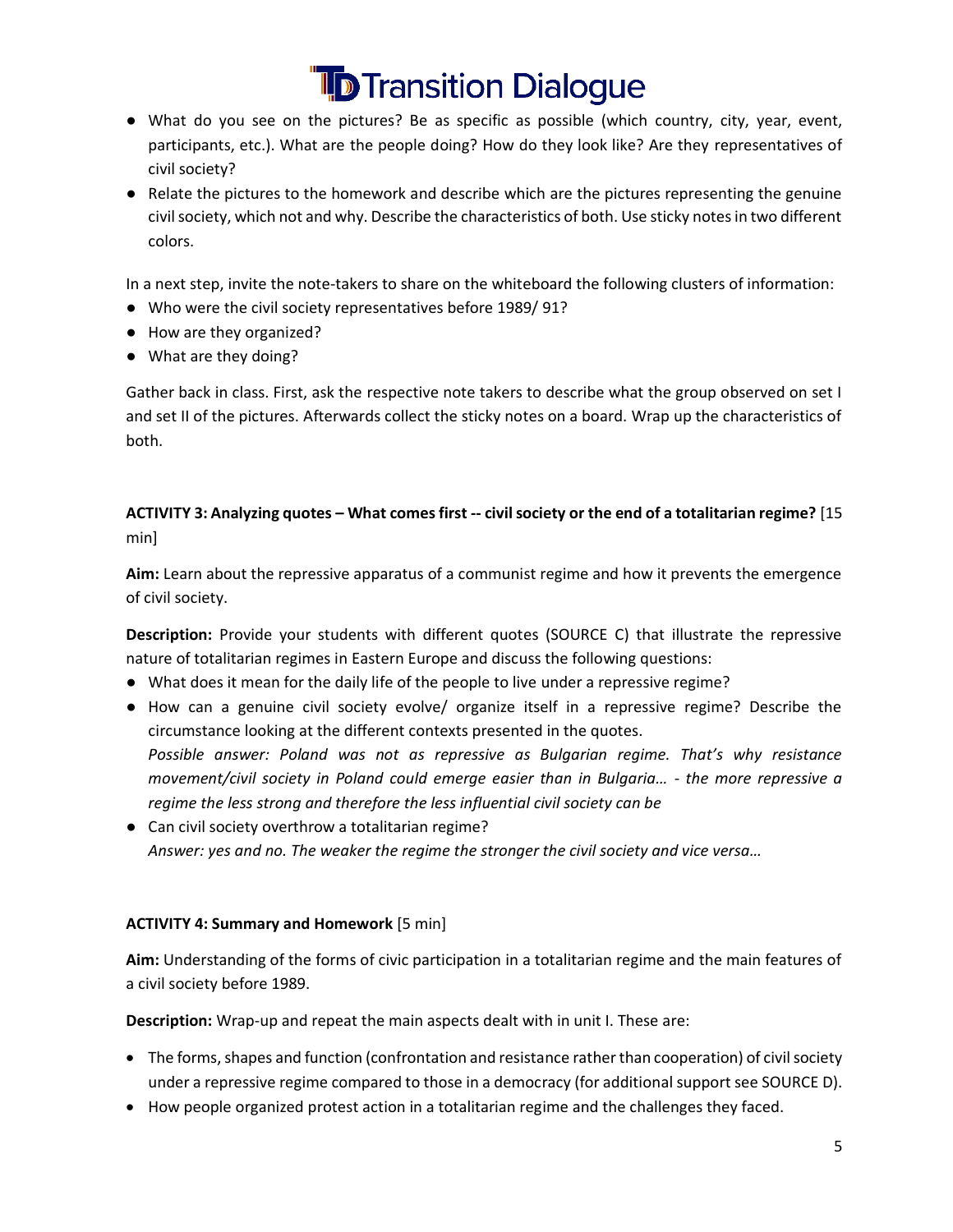- What do you see on the pictures? Be as specific as possible (which country, city, year, event, participants, etc.). What are the people doing? How do they look like? Are they representatives of civil society?
- Relate the pictures to the homework and describe which are the pictures representing the genuine civil society, which not and why. Describe the characteristics of both. Use sticky notes in two different colors.

In a next step, invite the note-takers to share on the whiteboard the following clusters of information:

- Who were the civil society representatives before 1989/ 91?
- How are they organized?
- What are they doing?

Gather back in class. First, ask the respective note takers to describe what the group observed on set I and set II of the pictures. Afterwards collect the sticky notes on a board. Wrap up the characteristics of both.

**ACTIVITY 3: Analyzing quotes – What comes first -- civil society or the end of a totalitarian regime?** [15 min]

**Aim:** Learn about the repressive apparatus of a communist regime and how it prevents the emergence of civil society.

**Description:** Provide your students with different quotes (SOURCE C) that illustrate the repressive nature of totalitarian regimes in Eastern Europe and discuss the following questions:

- What does it mean for the daily life of the people to live under a repressive regime?
- How can a genuine civil society evolve/ organize itself in a repressive regime? Describe the circumstance looking at the different contexts presented in the quotes.
  *Possible answer: Poland was not as repressive as Bulgarian regime. That's why resistance movement/civil society in Poland could emerge easier than in Bulgaria… - the more repressive a regime the less strong and therefore the less influential civil society can be*
- Can civil society overthrow a totalitarian regime?
  *Answer: yes and no. The weaker the regime the stronger the civil society and vice versa…*

**ACTIVITY 4: Summary and Homework** [5 min]

**Aim:** Understanding of the forms of civic participation in a totalitarian regime and the main features of a civil society before 1989.

**Description:** Wrap-up and repeat the main aspects dealt with in unit I. These are:

- The forms, shapes and function (confrontation and resistance rather than cooperation) of civil society under a repressive regime compared to those in a democracy (for additional support see SOURCE D).
- How people organized protest action in a totalitarian regime and the challenges they faced.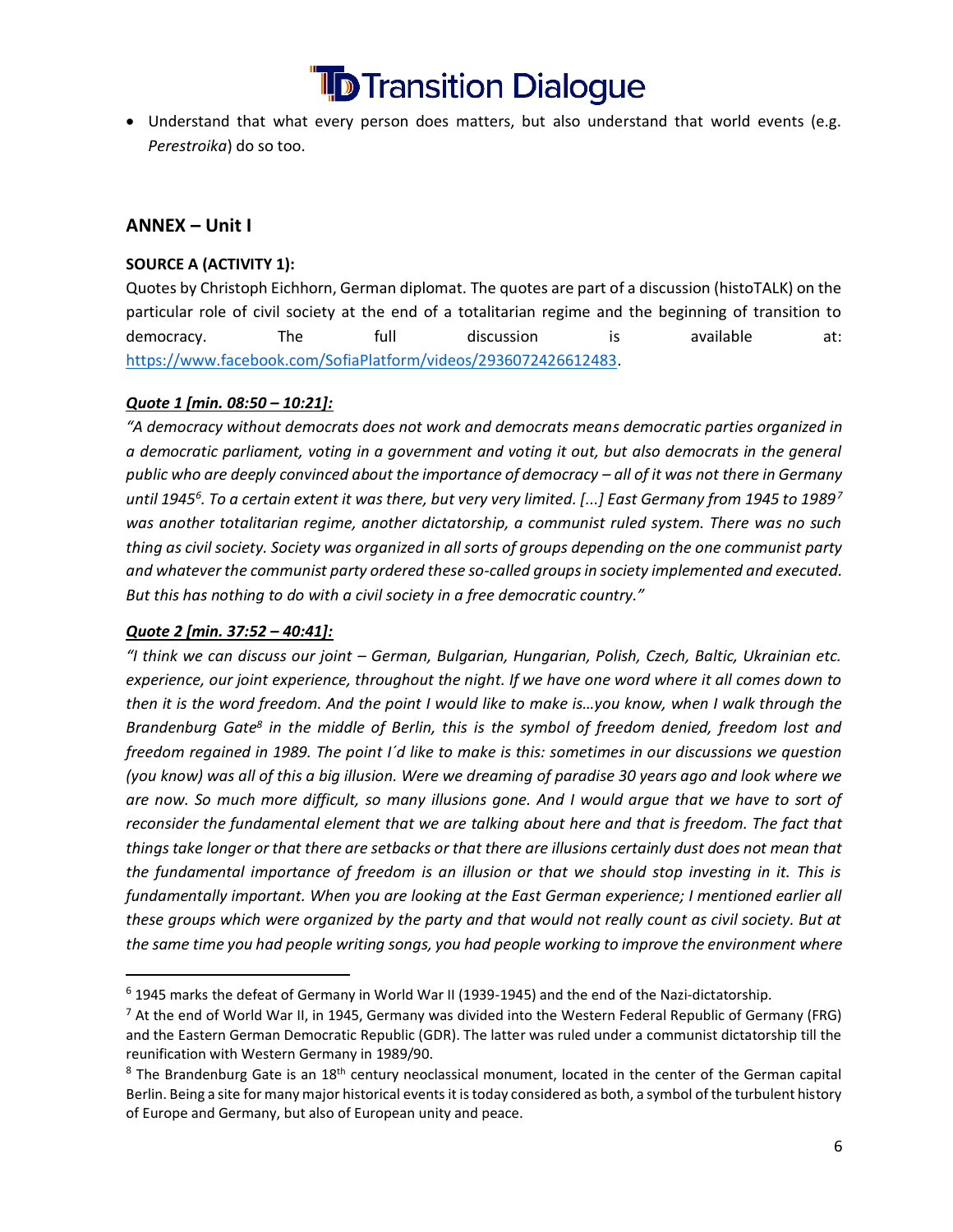- Understand that what every person does matters, but also understand that world events (e.g. *Perestroika*) do so too.

## ANNEX – Unit I

**SOURCE A (ACTIVITY 1):**

Quotes by Christoph Eichhorn, German diplomat. The quotes are part of a discussion (histoTALK) on the particular role of civil society at the end of a totalitarian regime and the beginning of transition to democracy. The full discussion is available at: https://www.facebook.com/SofiaPlatform/videos/2936072426612483.

***Quote 1 [min. 08:50 – 10:21]:***

*"A democracy without democrats does not work and democrats means democratic parties organized in a democratic parliament, voting in a government and voting it out, but also democrats in the general public who are deeply convinced about the importance of democracy – all of it was not there in Germany until 1945[6]. To a certain extent it was there, but very very limited. [...] East Germany from 1945 to 1989[7] was another totalitarian regime, another dictatorship, a communist ruled system. There was no such thing as civil society. Society was organized in all sorts of groups depending on the one communist party and whatever the communist party ordered these so-called groups in society implemented and executed. But this has nothing to do with a civil society in a free democratic country."*

***Quote 2 [min. 37:52 – 40:41]:***

*"I think we can discuss our joint – German, Bulgarian, Hungarian, Polish, Czech, Baltic, Ukrainian etc. experience, our joint experience, throughout the night. If we have one word where it all comes down to then it is the word freedom. And the point I would like to make is…you know, when I walk through the Brandenburg Gate[8] in the middle of Berlin, this is the symbol of freedom denied, freedom lost and freedom regained in 1989. The point I´d like to make is this: sometimes in our discussions we question (you know) was all of this a big illusion. Were we dreaming of paradise 30 years ago and look where we are now. So much more difficult, so many illusions gone. And I would argue that we have to sort of reconsider the fundamental element that we are talking about here and that is freedom. The fact that things take longer or that there are setbacks or that there are illusions certainly dust does not mean that the fundamental importance of freedom is an illusion or that we should stop investing in it. This is fundamentally important. When you are looking at the East German experience; I mentioned earlier all these groups which were organized by the party and that would not really count as civil society. But at the same time you had people writing songs, you had people working to improve the environment where*

---

[6] 1945 marks the defeat of Germany in World War II (1939-1945) and the end of the Nazi-dictatorship.

[7] At the end of World War II, in 1945, Germany was divided into the Western Federal Republic of Germany (FRG) and the Eastern German Democratic Republic (GDR). The latter was ruled under a communist dictatorship till the reunification with Western Germany in 1989/90.

[8] The Brandenburg Gate is an 18th century neoclassical monument, located in the center of the German capital Berlin. Being a site for many major historical events it is today considered as both, a symbol of the turbulent history of Europe and Germany, but also of European unity and peace.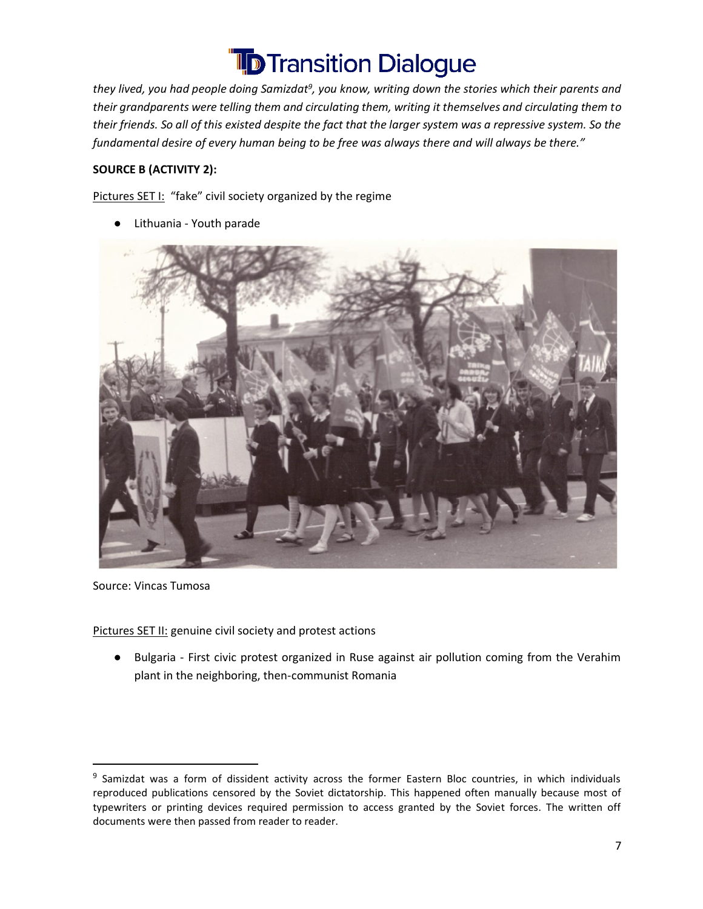*they lived, you had people doing Samizdat[9], you know, writing down the stories which their parents and their grandparents were telling them and circulating them, writing it themselves and circulating them to their friends. So all of this existed despite the fact that the larger system was a repressive system. So the fundamental desire of every human being to be free was always there and will always be there."*

**SOURCE B (ACTIVITY 2):**

<u>Pictures SET I:</u> "fake" civil society organized by the regime

- Lithuania - Youth parade

Source: Vincas Tumosa

<u>Pictures SET II:</u> genuine civil society and protest actions

- Bulgaria - First civic protest organized in Ruse against air pollution coming from the Verahim plant in the neighboring, then-communist Romania

---

[9] Samizdat was a form of dissident activity across the former Eastern Bloc countries, in which individuals reproduced publications censored by the Soviet dictatorship. This happened often manually because most of typewriters or printing devices required permission to access granted by the Soviet forces. The written off documents were then passed from reader to reader.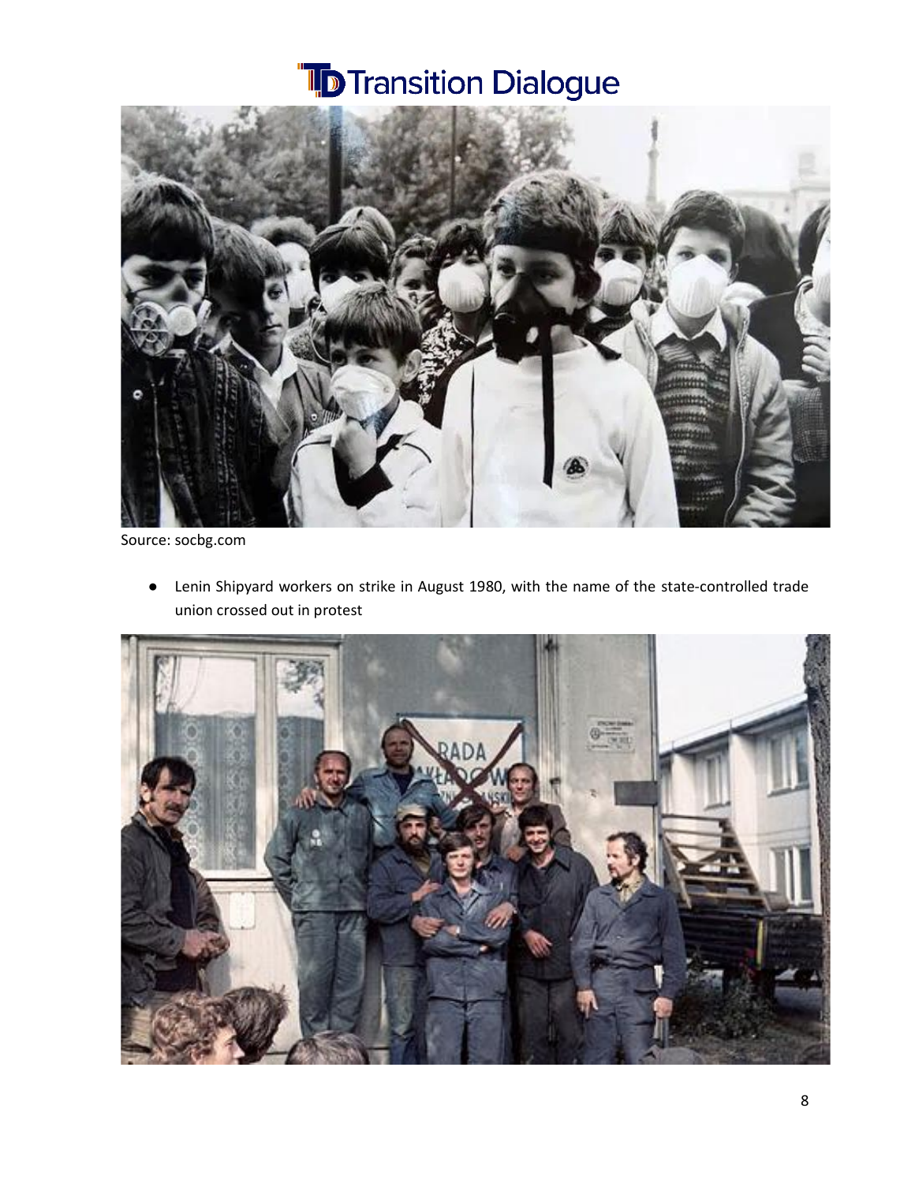Source: socbg.com

- Lenin Shipyard workers on strike in August 1980, with the name of the state-controlled trade union crossed out in protest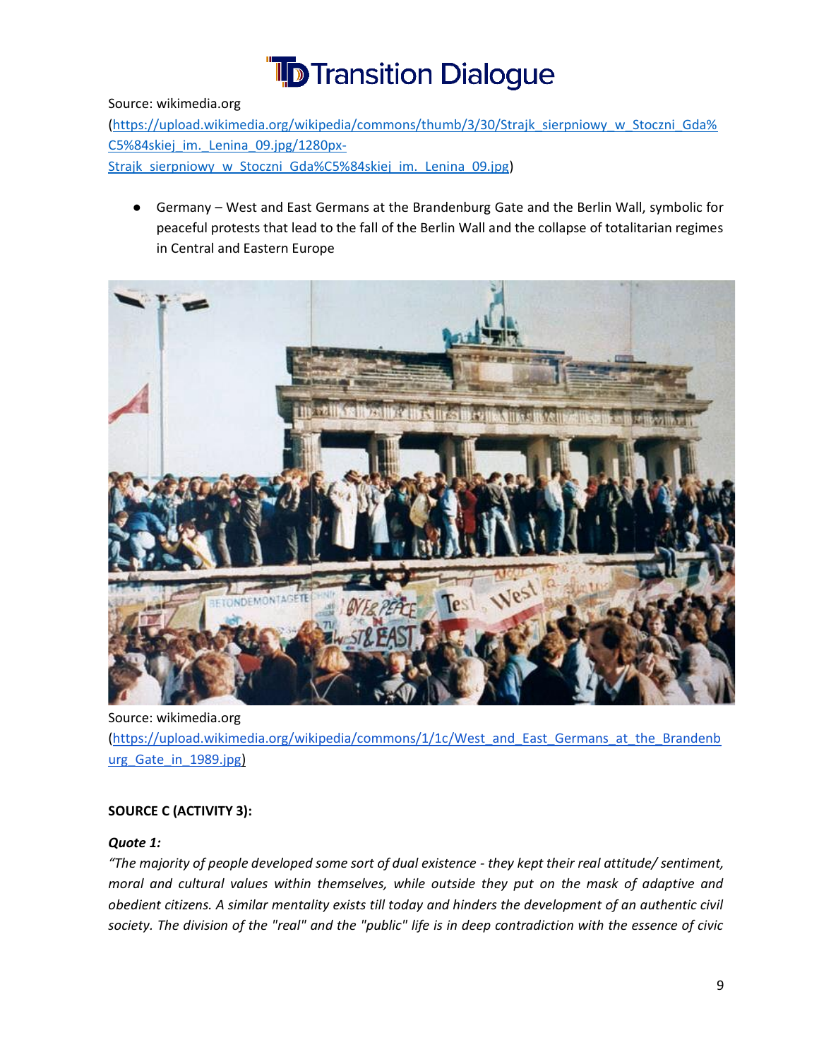Source: wikimedia.org
(https://upload.wikimedia.org/wikipedia/commons/thumb/3/30/Strajk_sierpniowy_w_Stoczni_Gda%C5%84skiej_im._Lenina_09.jpg/1280px-Strajk_sierpniowy_w_Stoczni_Gda%C5%84skiej_im._Lenina_09.jpg)

- Germany – West and East Germans at the Brandenburg Gate and the Berlin Wall, symbolic for peaceful protests that lead to the fall of the Berlin Wall and the collapse of totalitarian regimes in Central and Eastern Europe

Source: wikimedia.org
(https://upload.wikimedia.org/wikipedia/commons/1/1c/West_and_East_Germans_at_the_Brandenburg_Gate_in_1989.jpg)

**SOURCE C (ACTIVITY 3):**

***Quote 1:***

*"The majority of people developed some sort of dual existence - they kept their real attitude/ sentiment, moral and cultural values within themselves, while outside they put on the mask of adaptive and obedient citizens. A similar mentality exists till today and hinders the development of an authentic civil society. The division of the "real" and the "public" life is in deep contradiction with the essence of civic*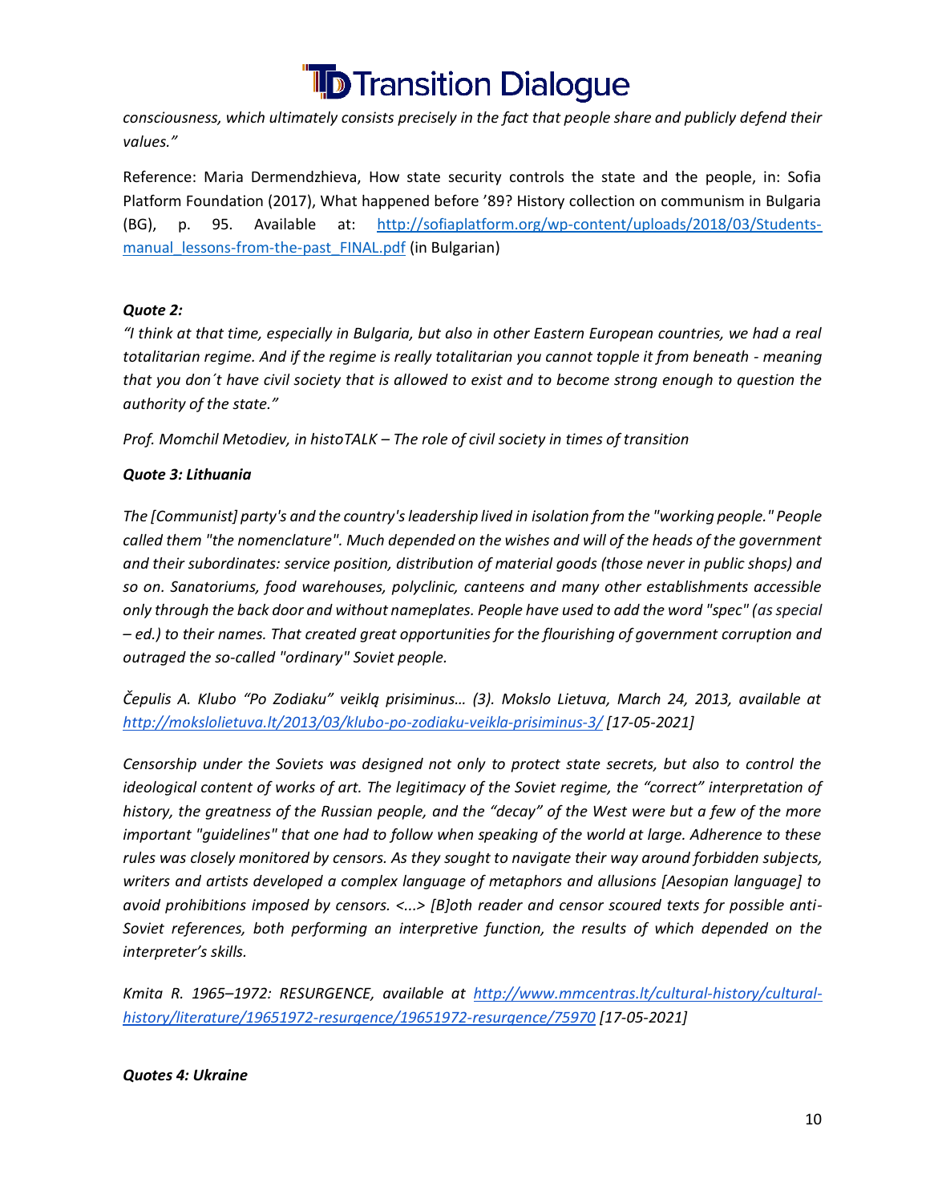*consciousness, which ultimately consists precisely in the fact that people share and publicly defend their values."*

Reference: Maria Dermendzhieva, How state security controls the state and the people, in: Sofia Platform Foundation (2017), What happened before '89? History collection on communism in Bulgaria (BG), p. 95. Available at: [http://sofiaplatform.org/wp-content/uploads/2018/03/Students-manual_lessons-from-the-past_FINAL.pdf](http://sofiaplatform.org/wp-content/uploads/2018/03/Students-manual_lessons-from-the-past_FINAL.pdf) (in Bulgarian)

***Quote 2:***

*"I think at that time, especially in Bulgaria, but also in other Eastern European countries, we had a real totalitarian regime. And if the regime is really totalitarian you cannot topple it from beneath - meaning that you don´t have civil society that is allowed to exist and to become strong enough to question the authority of the state."*

*Prof. Momchil Metodiev, in histoTALK – The role of civil society in times of transition*

***Quote 3: Lithuania***

*The [Communist] party's and the country's leadership lived in isolation from the "working people." People called them "the nomenclature". Much depended on the wishes and will of the heads of the government and their subordinates: service position, distribution of material goods (those never in public shops) and so on. Sanatoriums, food warehouses, polyclinic, canteens and many other establishments accessible only through the back door and without nameplates. People have used to add the word "spec" (as special – ed.) to their names. That created great opportunities for the flourishing of government corruption and outraged the so-called "ordinary" Soviet people.*

*Čepulis A. Klubo "Po Zodiaku" veiklą prisiminus… (3). Mokslo Lietuva, March 24, 2013, available at [http://mokslolietuva.lt/2013/03/klubo-po-zodiaku-veikla-prisiminus-3/](http://mokslolietuva.lt/2013/03/klubo-po-zodiaku-veikla-prisiminus-3/) [17-05-2021]*

*Censorship under the Soviets was designed not only to protect state secrets, but also to control the ideological content of works of art. The legitimacy of the Soviet regime, the "correct" interpretation of history, the greatness of the Russian people, and the "decay" of the West were but a few of the more important "guidelines" that one had to follow when speaking of the world at large. Adherence to these rules was closely monitored by censors. As they sought to navigate their way around forbidden subjects, writers and artists developed a complex language of metaphors and allusions [Aesopian language] to avoid prohibitions imposed by censors. <...> [B]oth reader and censor scoured texts for possible anti-Soviet references, both performing an interpretive function, the results of which depended on the interpreter's skills.*

*Kmita R. 1965–1972: RESURGENCE, available at [http://www.mmcentras.lt/cultural-history/cultural-history/literature/19651972-resurgence/19651972-resurgence/75970](http://www.mmcentras.lt/cultural-history/cultural-history/literature/19651972-resurgence/19651972-resurgence/75970) [17-05-2021]*

***Quotes 4: Ukraine***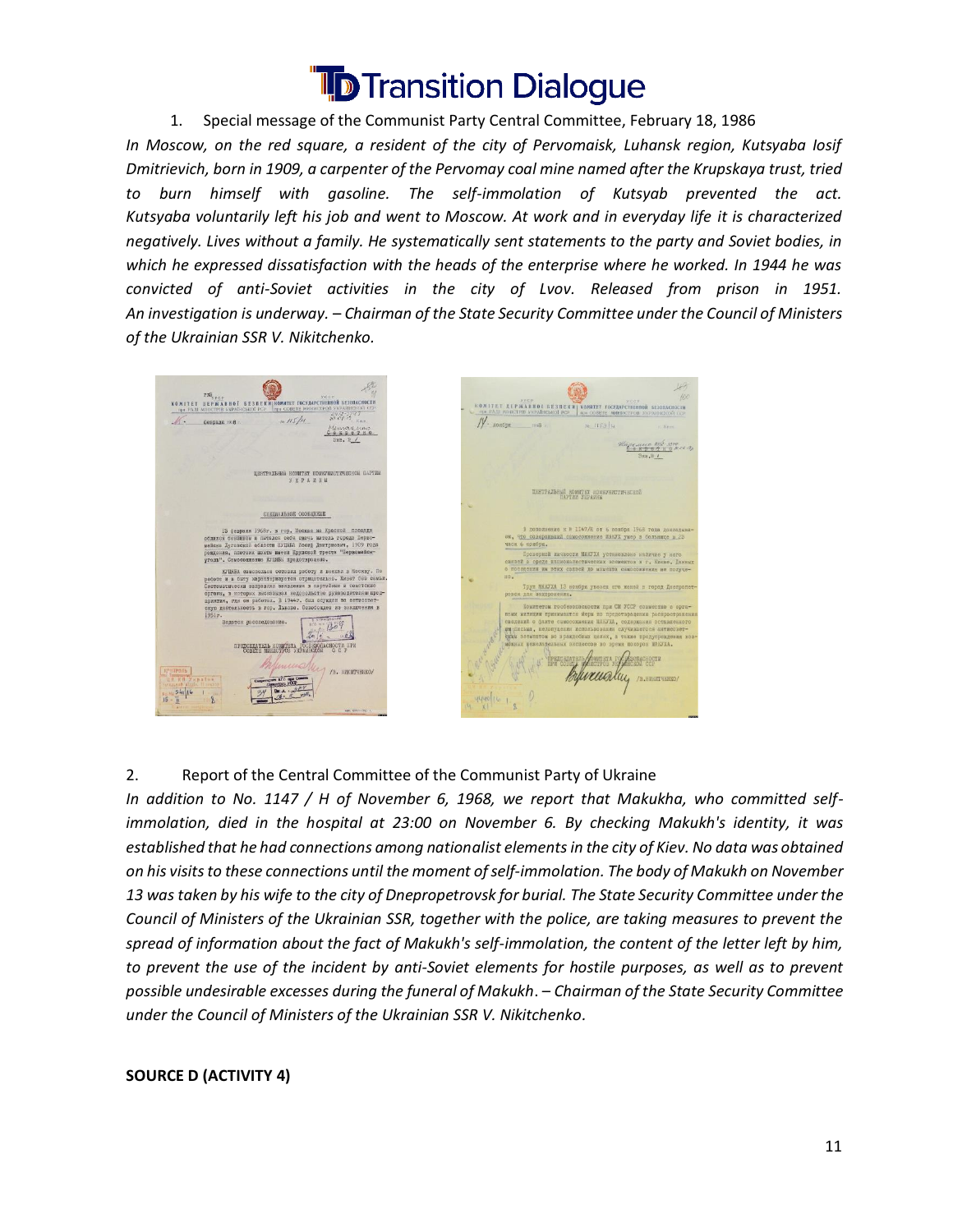1. Special message of the Communist Party Central Committee, February 18, 1986

*In Moscow, on the red square, a resident of the city of Pervomaisk, Luhansk region, Kutsyaba Iosif Dmitrievich, born in 1909, a carpenter of the Pervomay coal mine named after the Krupskaya trust, tried to burn himself with gasoline. The self-immolation of Kutsyab prevented the act. Kutsyaba voluntarily left his job and went to Moscow. At work and in everyday life it is characterized negatively. Lives without a family. He systematically sent statements to the party and Soviet bodies, in which he expressed dissatisfaction with the heads of the enterprise where he worked. In 1944 he was convicted of anti-Soviet activities in the city of Lvov. Released from prison in 1951. An investigation is underway. – Chairman of the State Security Committee under the Council of Ministers of the Ukrainian SSR V. Nikitchenko.*

2. Report of the Central Committee of the Communist Party of Ukraine

*In addition to No. 1147 / H of November 6, 1968, we report that Makukha, who committed self-immolation, died in the hospital at 23:00 on November 6. By checking Makukh's identity, it was established that he had connections among nationalist elements in the city of Kiev. No data was obtained on his visits to these connections until the moment of self-immolation. The body of Makukh on November 13 was taken by his wife to the city of Dnepropetrovsk for burial. The State Security Committee under the Council of Ministers of the Ukrainian SSR, together with the police, are taking measures to prevent the spread of information about the fact of Makukh's self-immolation, the content of the letter left by him, to prevent the use of the incident by anti-Soviet elements for hostile purposes, as well as to prevent possible undesirable excesses during the funeral of Makukh. – Chairman of the State Security Committee under the Council of Ministers of the Ukrainian SSR V. Nikitchenko.*

**SOURCE D (ACTIVITY 4)**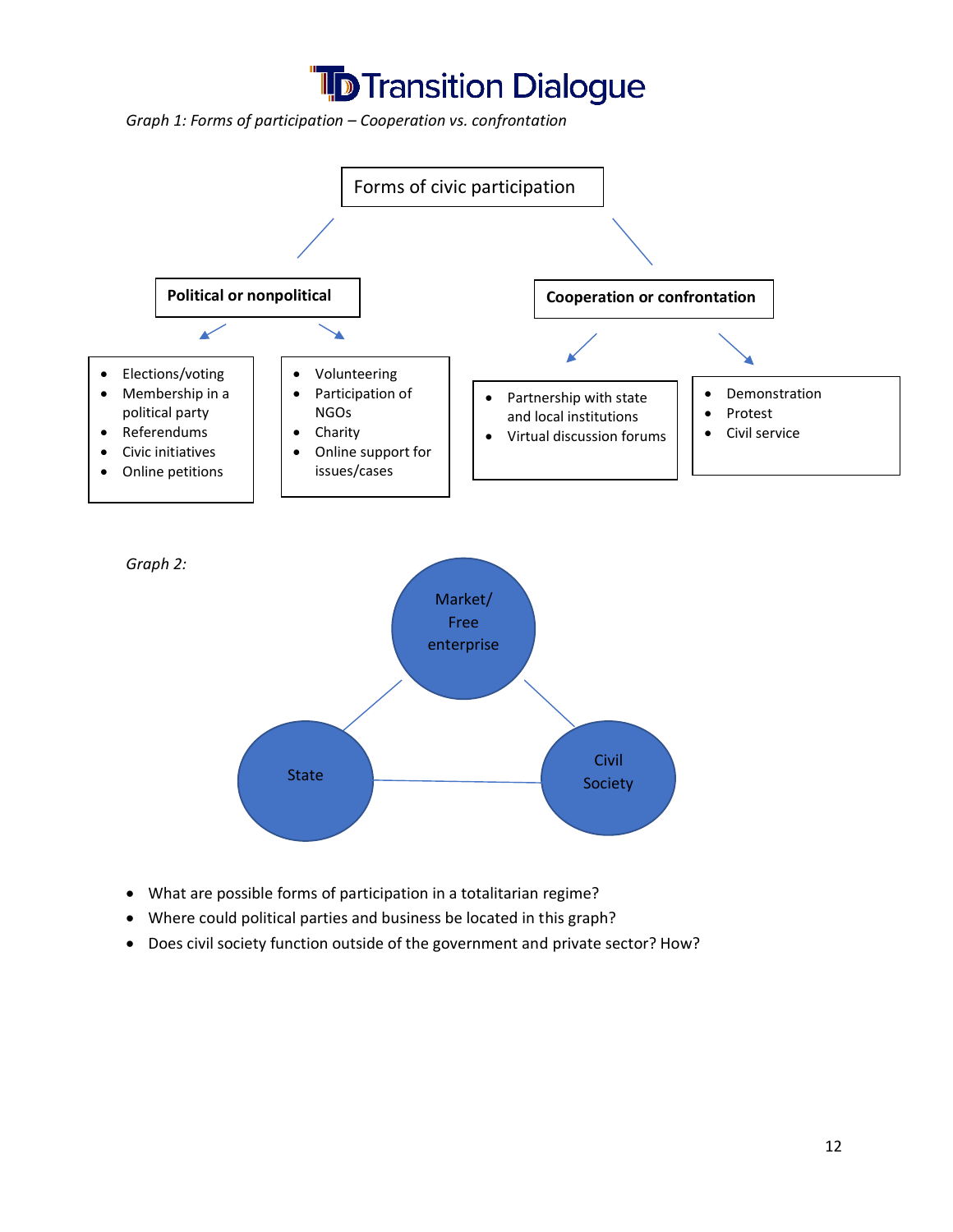*Graph 1: Forms of participation – Cooperation vs. confrontation*

Forms of civic participation

**Political or nonpolitical**

- Elections/voting
- Membership in a political party
- Referendums
- Civic initiatives
- Online petitions

- Volunteering
- Participation of NGOs
- Charity
- Online support for issues/cases

**Cooperation or confrontation**

- Partnership with state and local institutions
- Virtual discussion forums

- Demonstration
- Protest
- Civil service

*Graph 2:*

Market/ Free enterprise

State

Civil Society

- What are possible forms of participation in a totalitarian regime?
- Where could political parties and business be located in this graph?
- Does civil society function outside of the government and private sector? How?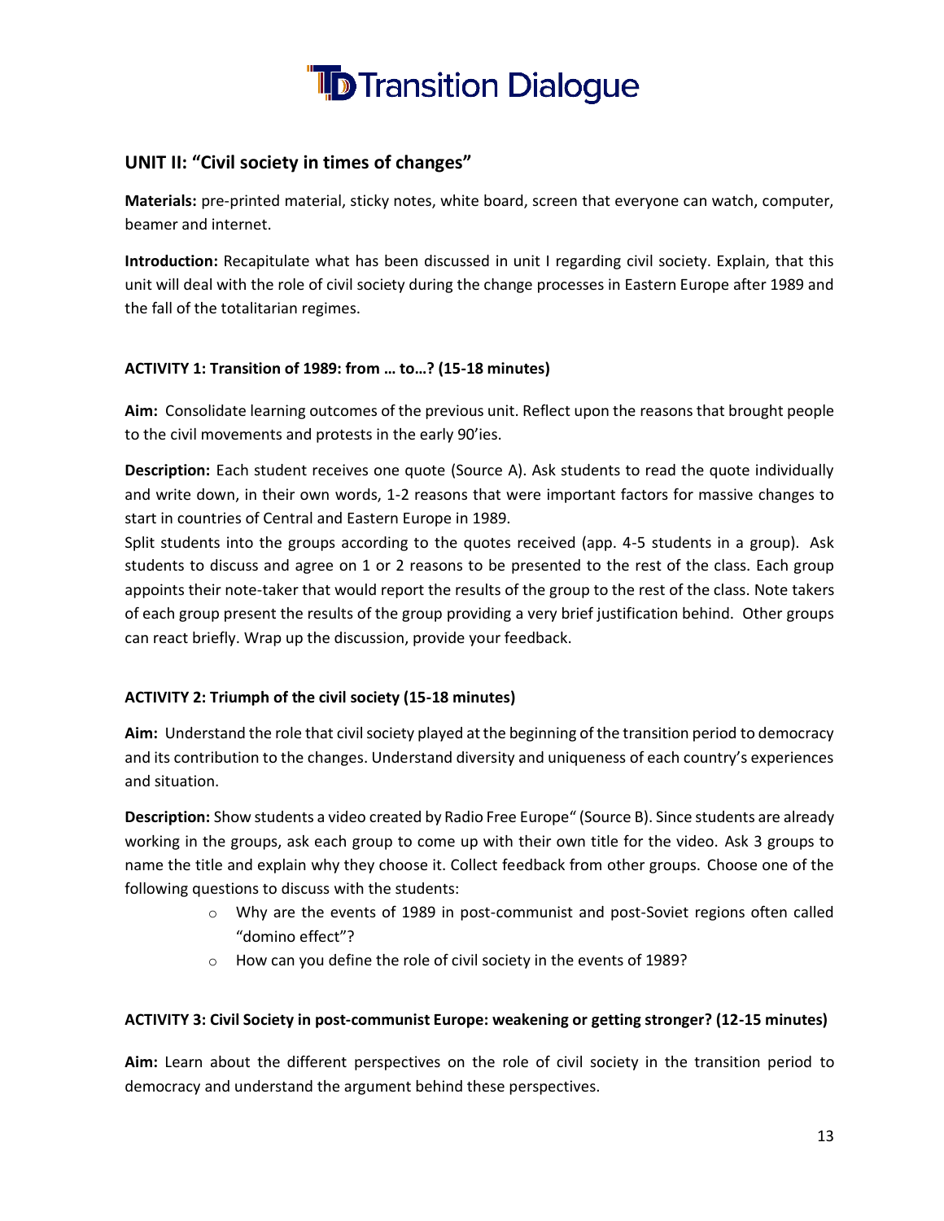## UNIT II: “Civil society in times of changes”

**Materials:** pre-printed material, sticky notes, white board, screen that everyone can watch, computer, beamer and internet.

**Introduction:** Recapitulate what has been discussed in unit I regarding civil society. Explain, that this unit will deal with the role of civil society during the change processes in Eastern Europe after 1989 and the fall of the totalitarian regimes.

### ACTIVITY 1: Transition of 1989: from … to…? (15-18 minutes)

**Aim:** Consolidate learning outcomes of the previous unit. Reflect upon the reasons that brought people to the civil movements and protests in the early 90’ies.

**Description:** Each student receives one quote (Source A). Ask students to read the quote individually and write down, in their own words, 1-2 reasons that were important factors for massive changes to start in countries of Central and Eastern Europe in 1989.

Split students into the groups according to the quotes received (app. 4-5 students in a group). Ask students to discuss and agree on 1 or 2 reasons to be presented to the rest of the class. Each group appoints their note-taker that would report the results of the group to the rest of the class. Note takers of each group present the results of the group providing a very brief justification behind. Other groups can react briefly. Wrap up the discussion, provide your feedback.

### ACTIVITY 2: Triumph of the civil society (15-18 minutes)

**Aim:** Understand the role that civil society played at the beginning of the transition period to democracy and its contribution to the changes. Understand diversity and uniqueness of each country’s experiences and situation.

**Description:** Show students a video created by Radio Free Europe“ (Source B). Since students are already working in the groups, ask each group to come up with their own title for the video. Ask 3 groups to name the title and explain why they choose it. Collect feedback from other groups. Choose one of the following questions to discuss with the students:

- Why are the events of 1989 in post-communist and post-Soviet regions often called “domino effect”?
- How can you define the role of civil society in the events of 1989?

### ACTIVITY 3: Civil Society in post-communist Europe: weakening or getting stronger? (12-15 minutes)

**Aim:** Learn about the different perspectives on the role of civil society in the transition period to democracy and understand the argument behind these perspectives.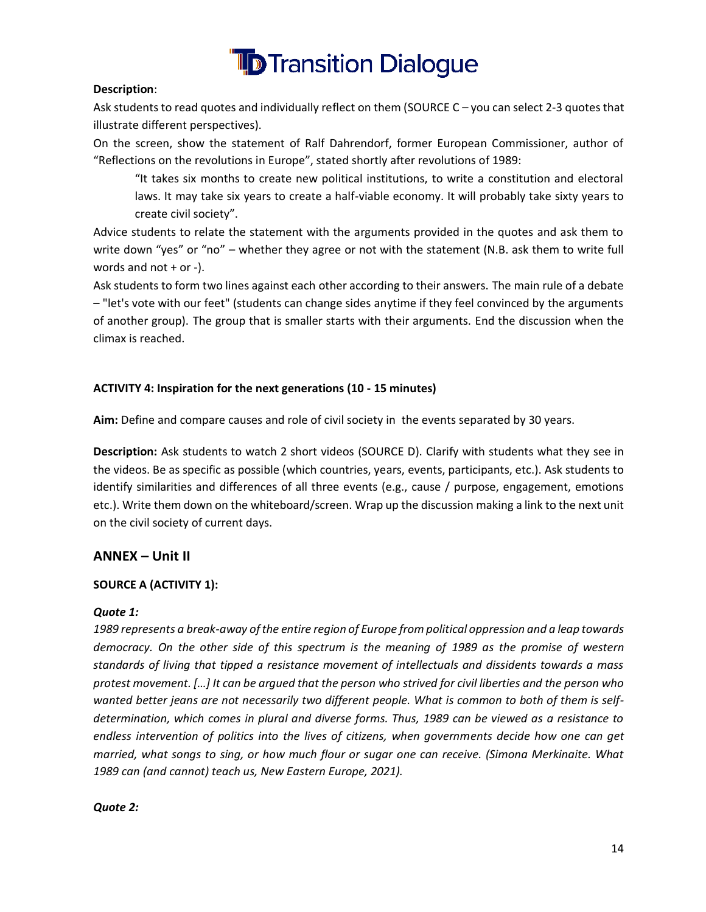**Description**:

Ask students to read quotes and individually reflect on them (SOURCE C – you can select 2-3 quotes that illustrate different perspectives).

On the screen, show the statement of Ralf Dahrendorf, former European Commissioner, author of "Reflections on the revolutions in Europe", stated shortly after revolutions of 1989:

> "It takes six months to create new political institutions, to write a constitution and electoral laws. It may take six years to create a half-viable economy. It will probably take sixty years to create civil society".

Advice students to relate the statement with the arguments provided in the quotes and ask them to write down "yes" or "no" – whether they agree or not with the statement (N.B. ask them to write full words and not + or -).

Ask students to form two lines against each other according to their answers. The main rule of a debate – "let's vote with our feet" (students can change sides anytime if they feel convinced by the arguments of another group). The group that is smaller starts with their arguments. End the discussion when the climax is reached.

**ACTIVITY 4: Inspiration for the next generations (10 - 15 minutes)**

**Aim:** Define and compare causes and role of civil society in the events separated by 30 years.

**Description:** Ask students to watch 2 short videos (SOURCE D). Clarify with students what they see in the videos. Be as specific as possible (which countries, years, events, participants, etc.). Ask students to identify similarities and differences of all three events (e.g., cause / purpose, engagement, emotions etc.). Write them down on the whiteboard/screen. Wrap up the discussion making a link to the next unit on the civil society of current days.

## ANNEX – Unit II

**SOURCE A (ACTIVITY 1):**

***Quote 1:***

*1989 represents a break-away of the entire region of Europe from political oppression and a leap towards democracy. On the other side of this spectrum is the meaning of 1989 as the promise of western standards of living that tipped a resistance movement of intellectuals and dissidents towards a mass protest movement. […] It can be argued that the person who strived for civil liberties and the person who wanted better jeans are not necessarily two different people. What is common to both of them is self-determination, which comes in plural and diverse forms. Thus, 1989 can be viewed as a resistance to endless intervention of politics into the lives of citizens, when governments decide how one can get married, what songs to sing, or how much flour or sugar one can receive. (Simona Merkinaite. What 1989 can (and cannot) teach us, New Eastern Europe, 2021).*

***Quote 2:***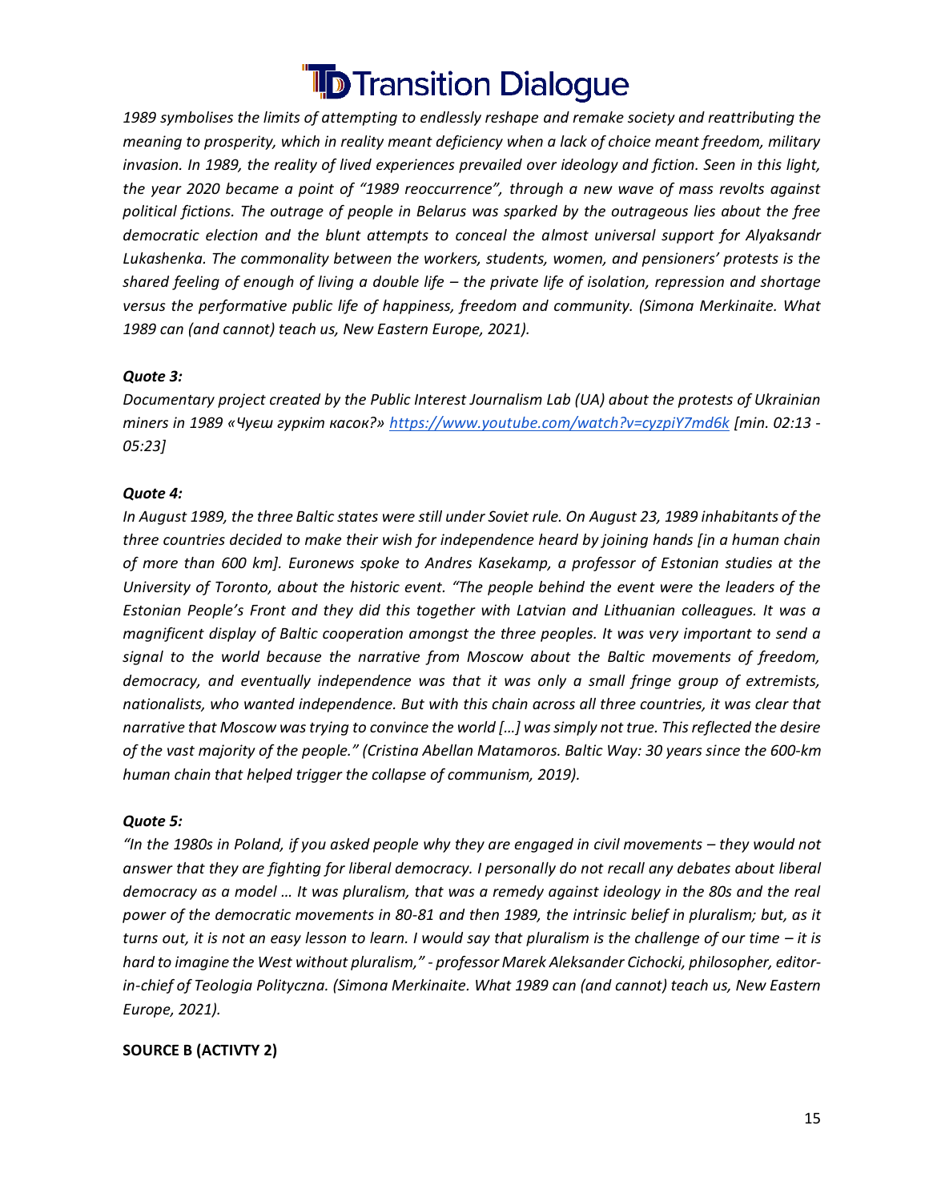*1989 symbolises the limits of attempting to endlessly reshape and remake society and reattributing the meaning to prosperity, which in reality meant deficiency when a lack of choice meant freedom, military invasion. In 1989, the reality of lived experiences prevailed over ideology and fiction. Seen in this light, the year 2020 became a point of "1989 reoccurrence", through a new wave of mass revolts against political fictions. The outrage of people in Belarus was sparked by the outrageous lies about the free democratic election and the blunt attempts to conceal the almost universal support for Alyaksandr Lukashenka. The commonality between the workers, students, women, and pensioners' protests is the shared feeling of enough of living a double life – the private life of isolation, repression and shortage versus the performative public life of happiness, freedom and community. (Simona Merkinaite. What 1989 can (and cannot) teach us, New Eastern Europe, 2021).*

### *Quote 3:*

*Documentary project created by the Public Interest Journalism Lab (UA) about the protests of Ukrainian miners in 1989 «Чуєш гуркіт касок?» https://www.youtube.com/watch?v=cyzpiY7md6k [min. 02:13 - 05:23]*

### *Quote 4:*

*In August 1989, the three Baltic states were still under Soviet rule. On August 23, 1989 inhabitants of the three countries decided to make their wish for independence heard by joining hands [in a human chain of more than 600 km]. Euronews spoke to Andres Kasekamp, a professor of Estonian studies at the University of Toronto, about the historic event. "The people behind the event were the leaders of the Estonian People's Front and they did this together with Latvian and Lithuanian colleagues. It was a magnificent display of Baltic cooperation amongst the three peoples. It was very important to send a signal to the world because the narrative from Moscow about the Baltic movements of freedom, democracy, and eventually independence was that it was only a small fringe group of extremists, nationalists, who wanted independence. But with this chain across all three countries, it was clear that narrative that Moscow was trying to convince the world […] was simply not true. This reflected the desire of the vast majority of the people." (Cristina Abellan Matamoros. Baltic Way: 30 years since the 600-km human chain that helped trigger the collapse of communism, 2019).*

### *Quote 5:*

*"In the 1980s in Poland, if you asked people why they are engaged in civil movements – they would not answer that they are fighting for liberal democracy. I personally do not recall any debates about liberal democracy as a model … It was pluralism, that was a remedy against ideology in the 80s and the real power of the democratic movements in 80-81 and then 1989, the intrinsic belief in pluralism; but, as it turns out, it is not an easy lesson to learn. I would say that pluralism is the challenge of our time – it is hard to imagine the West without pluralism," - professor Marek Aleksander Cichocki, philosopher, editor-in-chief of Teologia Polityczna. (Simona Merkinaite. What 1989 can (and cannot) teach us, New Eastern Europe, 2021).*

**SOURCE B (ACTIVTY 2)**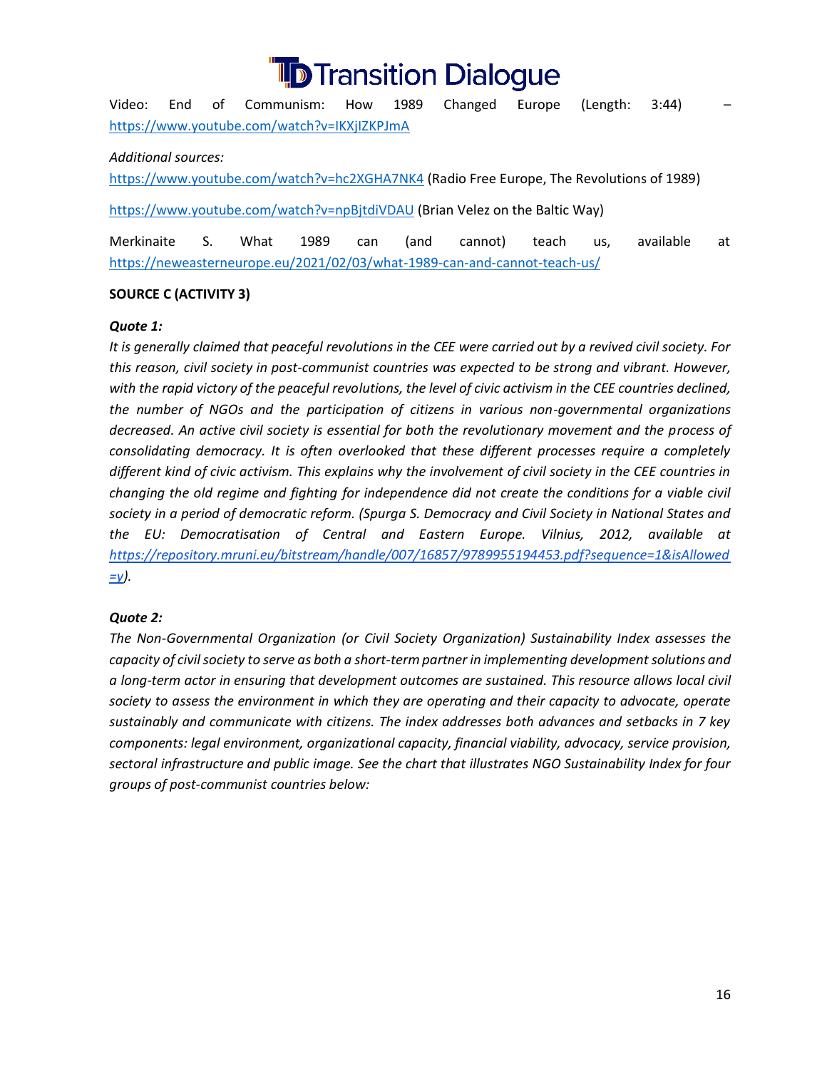Video: End of Communism: How 1989 Changed Europe (Length: 3:44) – https://www.youtube.com/watch?v=IKXjIZKPJmA

*Additional sources:*

https://www.youtube.com/watch?v=hc2XGHA7NK4 (Radio Free Europe, The Revolutions of 1989)

https://www.youtube.com/watch?v=npBjtdiVDAU (Brian Velez on the Baltic Way)

Merkinaite S. What 1989 can (and cannot) teach us, available at https://neweasterneurope.eu/2021/02/03/what-1989-can-and-cannot-teach-us/

**SOURCE C (ACTIVITY 3)**

***Quote 1:***

*It is generally claimed that peaceful revolutions in the CEE were carried out by a revived civil society. For this reason, civil society in post-communist countries was expected to be strong and vibrant. However, with the rapid victory of the peaceful revolutions, the level of civic activism in the CEE countries declined, the number of NGOs and the participation of citizens in various non-governmental organizations decreased. An active civil society is essential for both the revolutionary movement and the process of consolidating democracy. It is often overlooked that these different processes require a completely different kind of civic activism. This explains why the involvement of civil society in the CEE countries in changing the old regime and fighting for independence did not create the conditions for a viable civil society in a period of democratic reform. (Spurga S. Democracy and Civil Society in National States and the EU: Democratisation of Central and Eastern Europe. Vilnius, 2012, available at https://repository.mruni.eu/bitstream/handle/007/16857/9789955194453.pdf?sequence=1&isAllowed=y).*

***Quote 2:***

*The Non-Governmental Organization (or Civil Society Organization) Sustainability Index assesses the capacity of civil society to serve as both a short-term partner in implementing development solutions and a long-term actor in ensuring that development outcomes are sustained. This resource allows local civil society to assess the environment in which they are operating and their capacity to advocate, operate sustainably and communicate with citizens. The index addresses both advances and setbacks in 7 key components: legal environment, organizational capacity, financial viability, advocacy, service provision, sectoral infrastructure and public image. See the chart that illustrates NGO Sustainability Index for four groups of post-communist countries below:*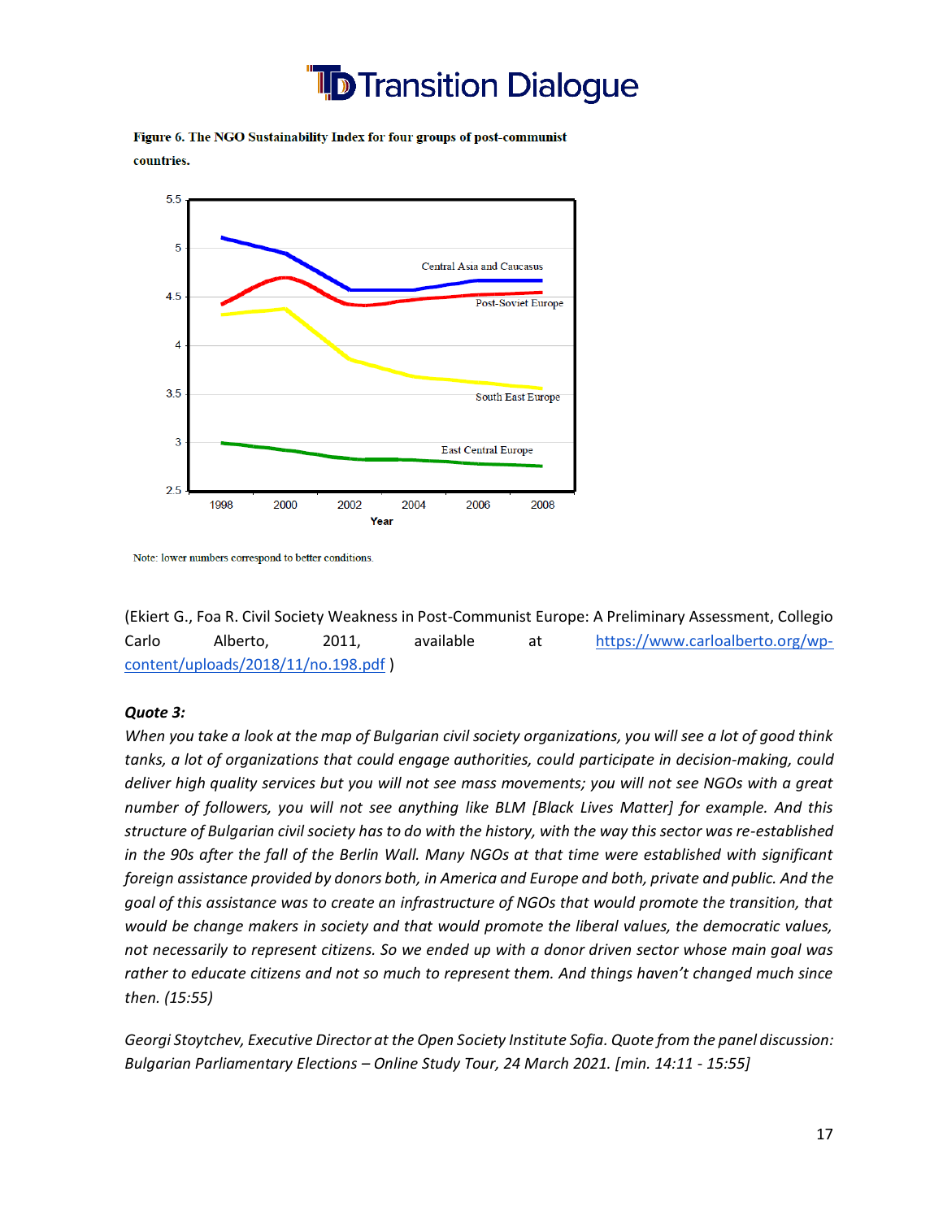Figure 6. The NGO Sustainability Index for four groups of post-communist countries.

Note: lower numbers correspond to better conditions.

(Ekiert G., Foa R. Civil Society Weakness in Post-Communist Europe: A Preliminary Assessment, Collegio Carlo Alberto, 2011, available at https://www.carloalberto.org/wp-content/uploads/2018/11/no.198.pdf )

***Quote 3:***

*When you take a look at the map of Bulgarian civil society organizations, you will see a lot of good think tanks, a lot of organizations that could engage authorities, could participate in decision-making, could deliver high quality services but you will not see mass movements; you will not see NGOs with a great number of followers, you will not see anything like BLM [Black Lives Matter] for example. And this structure of Bulgarian civil society has to do with the history, with the way this sector was re-established in the 90s after the fall of the Berlin Wall. Many NGOs at that time were established with significant foreign assistance provided by donors both, in America and Europe and both, private and public. And the goal of this assistance was to create an infrastructure of NGOs that would promote the transition, that would be change makers in society and that would promote the liberal values, the democratic values, not necessarily to represent citizens. So we ended up with a donor driven sector whose main goal was rather to educate citizens and not so much to represent them. And things haven't changed much since then. (15:55)*

*Georgi Stoytchev, Executive Director at the Open Society Institute Sofia. Quote from the panel discussion: Bulgarian Parliamentary Elections – Online Study Tour, 24 March 2021. [min. 14:11 - 15:55]*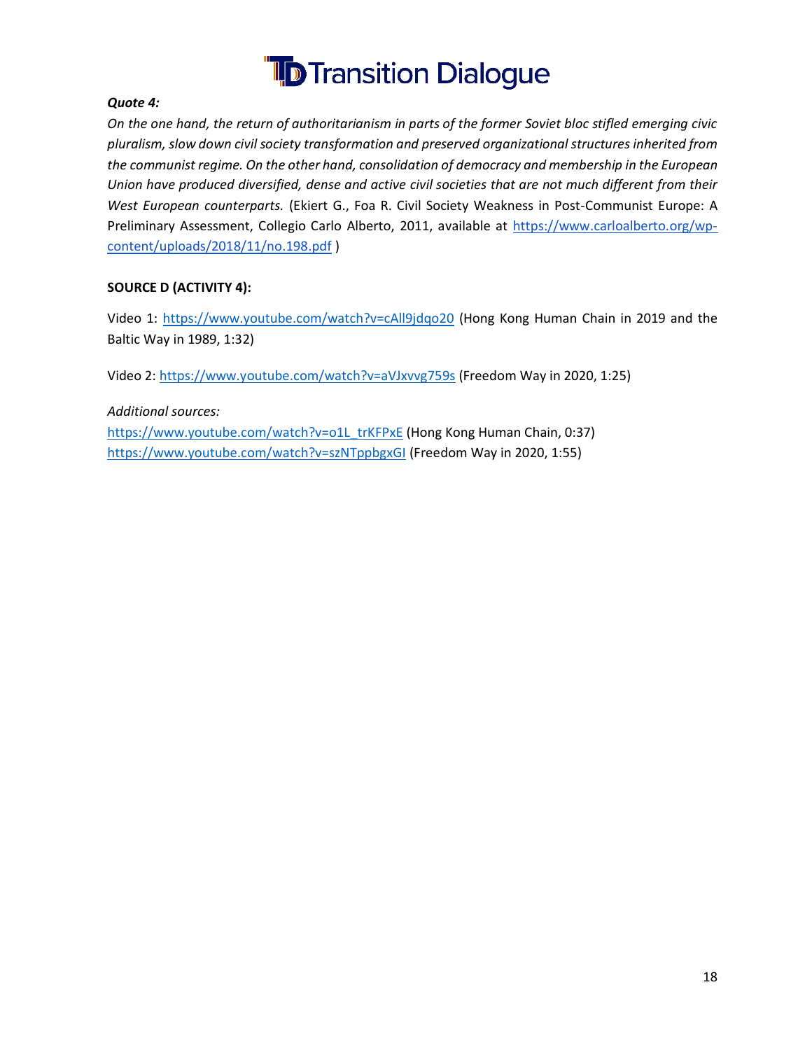***Quote 4:***

*On the one hand, the return of authoritarianism in parts of the former Soviet bloc stifled emerging civic pluralism, slow down civil society transformation and preserved organizational structures inherited from the communist regime. On the other hand, consolidation of democracy and membership in the European Union have produced diversified, dense and active civil societies that are not much different from their West European counterparts.* (Ekiert G., Foa R. Civil Society Weakness in Post-Communist Europe: A Preliminary Assessment, Collegio Carlo Alberto, 2011, available at https://www.carloalberto.org/wp-content/uploads/2018/11/no.198.pdf )

**SOURCE D (ACTIVITY 4):**

Video 1: https://www.youtube.com/watch?v=cAll9jdqo20 (Hong Kong Human Chain in 2019 and the Baltic Way in 1989, 1:32)

Video 2: https://www.youtube.com/watch?v=aVJxvvg759s (Freedom Way in 2020, 1:25)

*Additional sources:*
https://www.youtube.com/watch?v=o1L_trKFPxE (Hong Kong Human Chain, 0:37)
https://www.youtube.com/watch?v=szNTppbgxGI (Freedom Way in 2020, 1:55)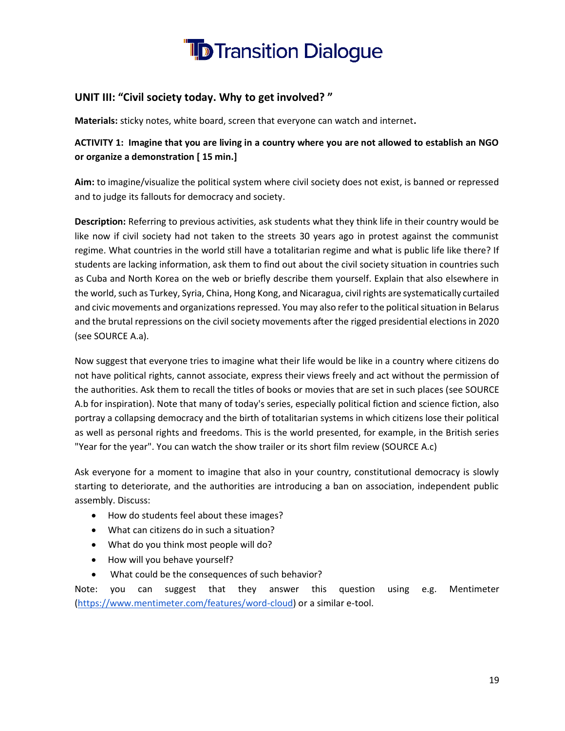## UNIT III: "Civil society today. Why to get involved? "

**Materials:** sticky notes, white board, screen that everyone can watch and internet**.**

### ACTIVITY 1: Imagine that you are living in a country where you are not allowed to establish an NGO or organize a demonstration [ 15 min.]

**Aim:** to imagine/visualize the political system where civil society does not exist, is banned or repressed and to judge its fallouts for democracy and society.

**Description:** Referring to previous activities, ask students what they think life in their country would be like now if civil society had not taken to the streets 30 years ago in protest against the communist regime. What countries in the world still have a totalitarian regime and what is public life like there? If students are lacking information, ask them to find out about the civil society situation in countries such as Cuba and North Korea on the web or briefly describe them yourself. Explain that also elsewhere in the world, such as Turkey, Syria, China, Hong Kong, and Nicaragua, civil rights are systematically curtailed and civic movements and organizations repressed. You may also refer to the political situation in Belarus and the brutal repressions on the civil society movements after the rigged presidential elections in 2020 (see SOURCE A.a).

Now suggest that everyone tries to imagine what their life would be like in a country where citizens do not have political rights, cannot associate, express their views freely and act without the permission of the authorities. Ask them to recall the titles of books or movies that are set in such places (see SOURCE A.b for inspiration). Note that many of today's series, especially political fiction and science fiction, also portray a collapsing democracy and the birth of totalitarian systems in which citizens lose their political as well as personal rights and freedoms. This is the world presented, for example, in the British series "Year for the year". You can watch the show trailer or its short film review (SOURCE A.c)

Ask everyone for a moment to imagine that also in your country, constitutional democracy is slowly starting to deteriorate, and the authorities are introducing a ban on association, independent public assembly. Discuss:

- How do students feel about these images?
- What can citizens do in such a situation?
- What do you think most people will do?
- How will you behave yourself?
- What could be the consequences of such behavior?

Note: you can suggest that they answer this question using e.g. Mentimeter (https://www.mentimeter.com/features/word-cloud) or a similar e-tool.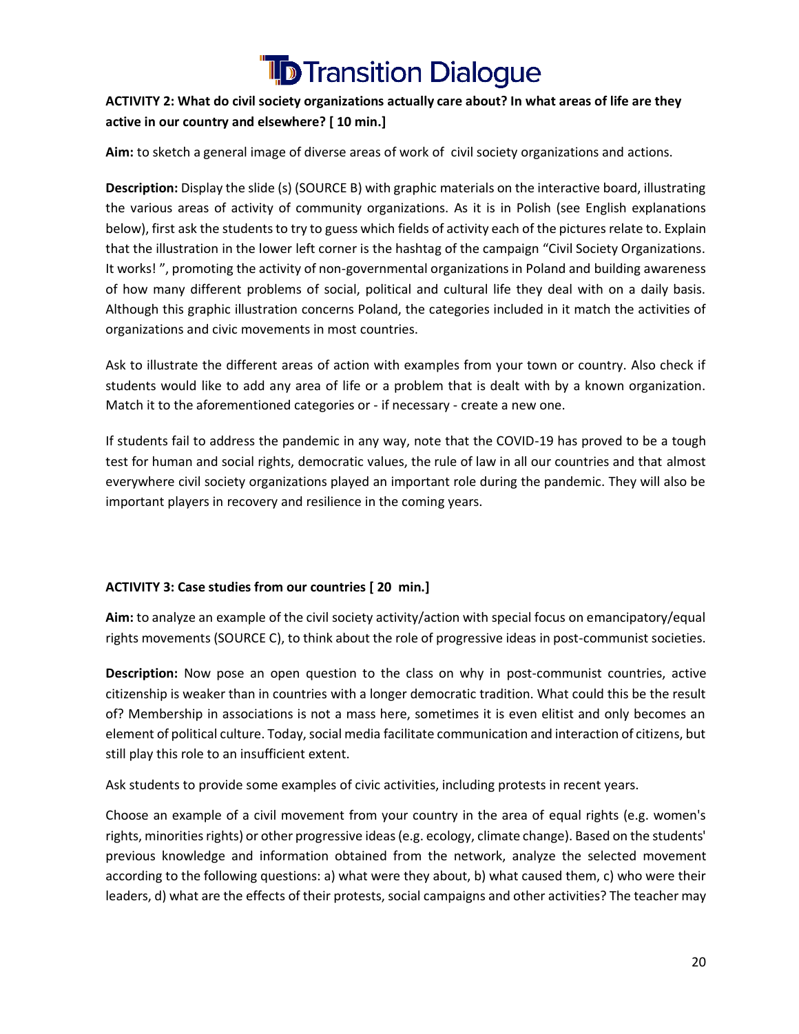**ACTIVITY 2: What do civil society organizations actually care about? In what areas of life are they active in our country and elsewhere? [ 10 min.]**

**Aim:** to sketch a general image of diverse areas of work of civil society organizations and actions.

**Description:** Display the slide (s) (SOURCE B) with graphic materials on the interactive board, illustrating the various areas of activity of community organizations. As it is in Polish (see English explanations below), first ask the students to try to guess which fields of activity each of the pictures relate to. Explain that the illustration in the lower left corner is the hashtag of the campaign "Civil Society Organizations. It works! ", promoting the activity of non-governmental organizations in Poland and building awareness of how many different problems of social, political and cultural life they deal with on a daily basis. Although this graphic illustration concerns Poland, the categories included in it match the activities of organizations and civic movements in most countries.

Ask to illustrate the different areas of action with examples from your town or country. Also check if students would like to add any area of life or a problem that is dealt with by a known organization. Match it to the aforementioned categories or - if necessary - create a new one.

If students fail to address the pandemic in any way, note that the COVID-19 has proved to be a tough test for human and social rights, democratic values, the rule of law in all our countries and that almost everywhere civil society organizations played an important role during the pandemic. They will also be important players in recovery and resilience in the coming years.

**ACTIVITY 3: Case studies from our countries [ 20 min.]**

**Aim:** to analyze an example of the civil society activity/action with special focus on emancipatory/equal rights movements (SOURCE C), to think about the role of progressive ideas in post-communist societies.

**Description:** Now pose an open question to the class on why in post-communist countries, active citizenship is weaker than in countries with a longer democratic tradition. What could this be the result of? Membership in associations is not a mass here, sometimes it is even elitist and only becomes an element of political culture. Today, social media facilitate communication and interaction of citizens, but still play this role to an insufficient extent.

Ask students to provide some examples of civic activities, including protests in recent years.

Choose an example of a civil movement from your country in the area of equal rights (e.g. women's rights, minorities rights) or other progressive ideas (e.g. ecology, climate change). Based on the students' previous knowledge and information obtained from the network, analyze the selected movement according to the following questions: a) what were they about, b) what caused them, c) who were their leaders, d) what are the effects of their protests, social campaigns and other activities? The teacher may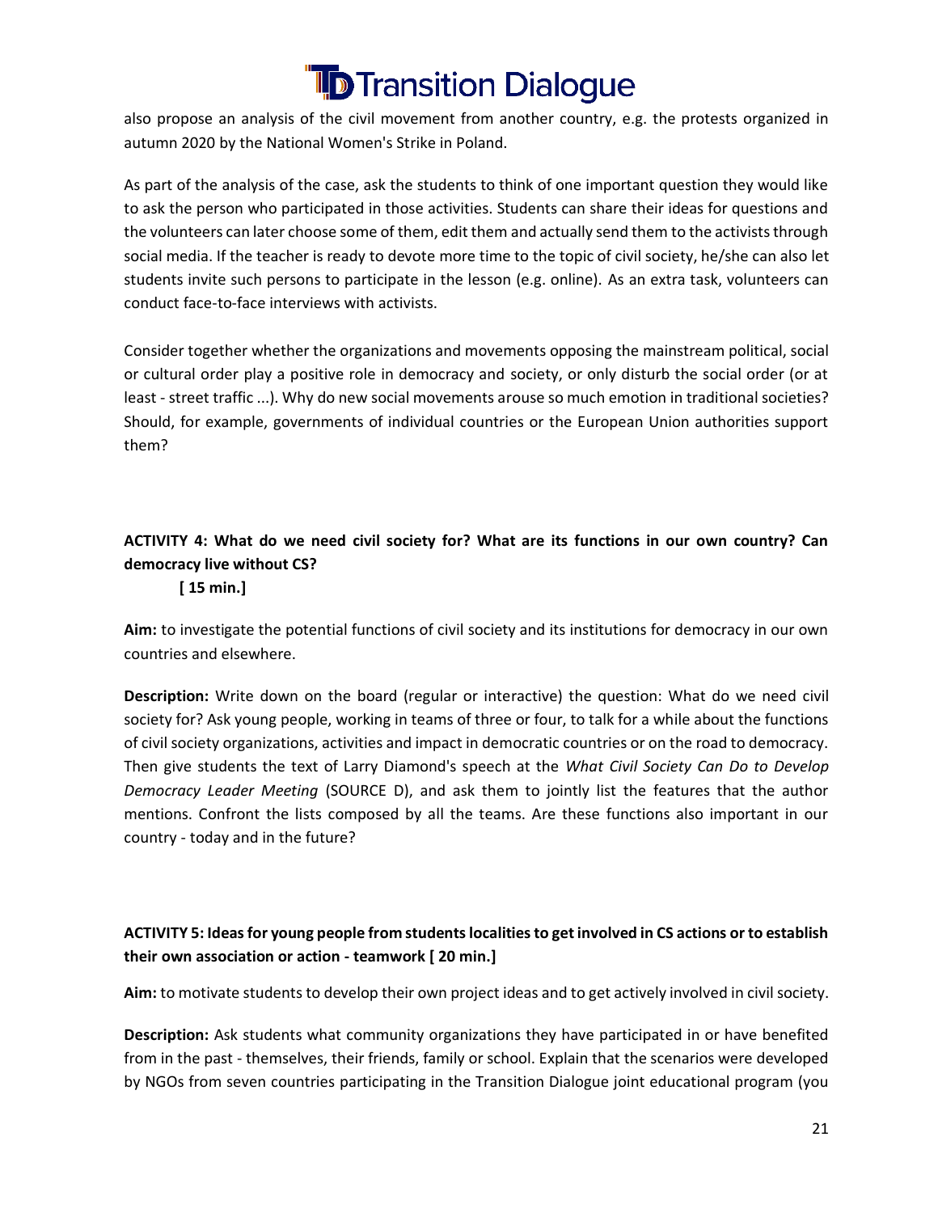also propose an analysis of the civil movement from another country, e.g. the protests organized in autumn 2020 by the National Women's Strike in Poland.

As part of the analysis of the case, ask the students to think of one important question they would like to ask the person who participated in those activities. Students can share their ideas for questions and the volunteers can later choose some of them, edit them and actually send them to the activists through social media. If the teacher is ready to devote more time to the topic of civil society, he/she can also let students invite such persons to participate in the lesson (e.g. online). As an extra task, volunteers can conduct face-to-face interviews with activists.

Consider together whether the organizations and movements opposing the mainstream political, social or cultural order play a positive role in democracy and society, or only disturb the social order (or at least - street traffic ...). Why do new social movements arouse so much emotion in traditional societies? Should, for example, governments of individual countries or the European Union authorities support them?

### ACTIVITY 4: What do we need civil society for? What are its functions in our own country? Can democracy live without CS? [ 15 min.]

**Aim:** to investigate the potential functions of civil society and its institutions for democracy in our own countries and elsewhere.

**Description:** Write down on the board (regular or interactive) the question: What do we need civil society for? Ask young people, working in teams of three or four, to talk for a while about the functions of civil society organizations, activities and impact in democratic countries or on the road to democracy. Then give students the text of Larry Diamond's speech at the *What Civil Society Can Do to Develop Democracy Leader Meeting* (SOURCE D), and ask them to jointly list the features that the author mentions. Confront the lists composed by all the teams. Are these functions also important in our country - today and in the future?

### ACTIVITY 5: Ideas for young people from students localities to get involved in CS actions or to establish their own association or action - teamwork [ 20 min.]

**Aim:** to motivate students to develop their own project ideas and to get actively involved in civil society.

**Description:** Ask students what community organizations they have participated in or have benefited from in the past - themselves, their friends, family or school. Explain that the scenarios were developed by NGOs from seven countries participating in the Transition Dialogue joint educational program (you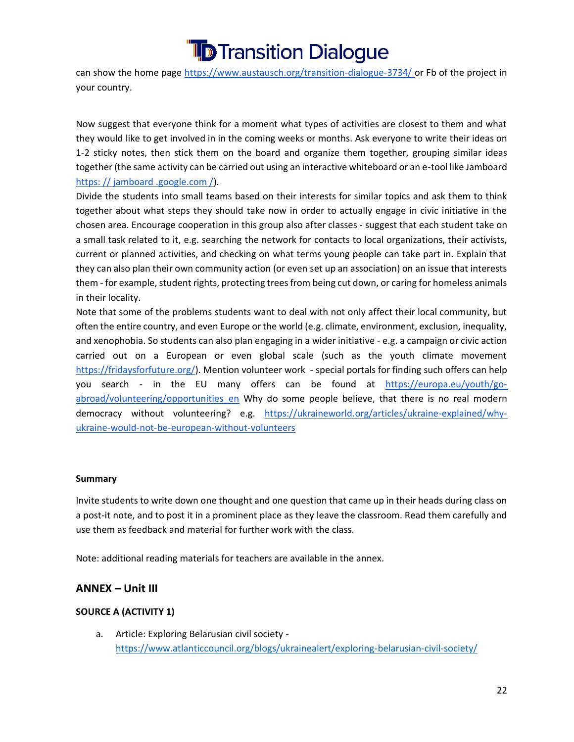can show the home page https://www.austausch.org/transition-dialogue-3734/ or Fb of the project in your country.

Now suggest that everyone think for a moment what types of activities are closest to them and what they would like to get involved in in the coming weeks or months. Ask everyone to write their ideas on 1-2 sticky notes, then stick them on the board and organize them together, grouping similar ideas together (the same activity can be carried out using an interactive whiteboard or an e-tool like Jamboard https: // jamboard .google.com /).

Divide the students into small teams based on their interests for similar topics and ask them to think together about what steps they should take now in order to actually engage in civic initiative in the chosen area. Encourage cooperation in this group also after classes - suggest that each student take on a small task related to it, e.g. searching the network for contacts to local organizations, their activists, current or planned activities, and checking on what terms young people can take part in. Explain that they can also plan their own community action (or even set up an association) on an issue that interests them - for example, student rights, protecting trees from being cut down, or caring for homeless animals in their locality.

Note that some of the problems students want to deal with not only affect their local community, but often the entire country, and even Europe or the world (e.g. climate, environment, exclusion, inequality, and xenophobia. So students can also plan engaging in a wider initiative - e.g. a campaign or civic action carried out on a European or even global scale (such as the youth climate movement https://fridaysforfuture.org/). Mention volunteer work - special portals for finding such offers can help you search - in the EU many offers can be found at https://europa.eu/youth/go-abroad/volunteering/opportunities_en Why do some people believe, that there is no real modern democracy without volunteering? e.g. https://ukraineworld.org/articles/ukraine-explained/why-ukraine-would-not-be-european-without-volunteers

**Summary**

Invite students to write down one thought and one question that came up in their heads during class on a post-it note, and to post it in a prominent place as they leave the classroom. Read them carefully and use them as feedback and material for further work with the class.

Note: additional reading materials for teachers are available in the annex.

## ANNEX – Unit III

**SOURCE A (ACTIVITY 1)**

a. Article: Exploring Belarusian civil society - https://www.atlanticcouncil.org/blogs/ukrainealert/exploring-belarusian-civil-society/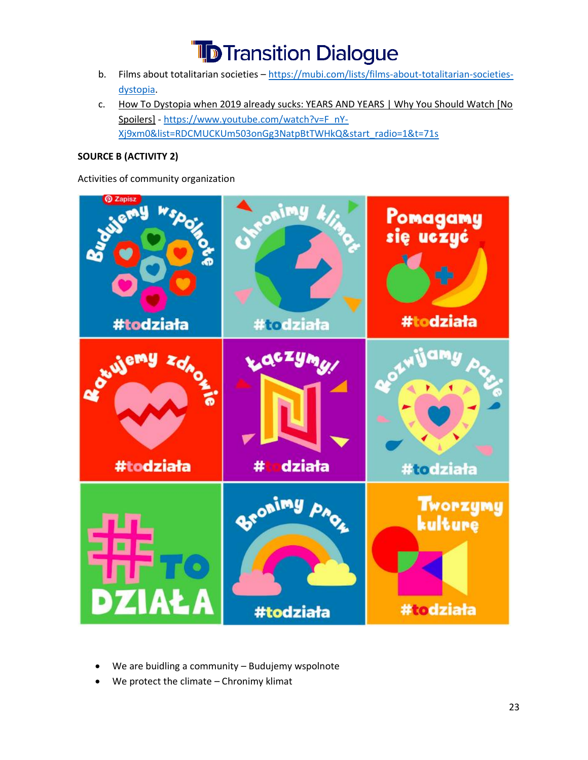b. Films about totalitarian societies – [https://mubi.com/lists/films-about-totalitarian-societies-dystopia](https://mubi.com/lists/films-about-totalitarian-societies-dystopia).

c. How To Dystopia when 2019 already sucks: YEARS AND YEARS | Why You Should Watch [No Spoilers] - [https://www.youtube.com/watch?v=F_nY-Xj9xm0&list=RDCMUCKUm503onGg3NatpBtTWHkQ&start_radio=1&t=71s](https://www.youtube.com/watch?v=F_nY-Xj9xm0&list=RDCMUCKUm503onGg3NatpBtTWHkQ&start_radio=1&t=71s)

**SOURCE B (ACTIVITY 2)**

Activities of community organization

- We are buidling a community – Budujemy wspolnote
- We protect the climate – Chronimy klimat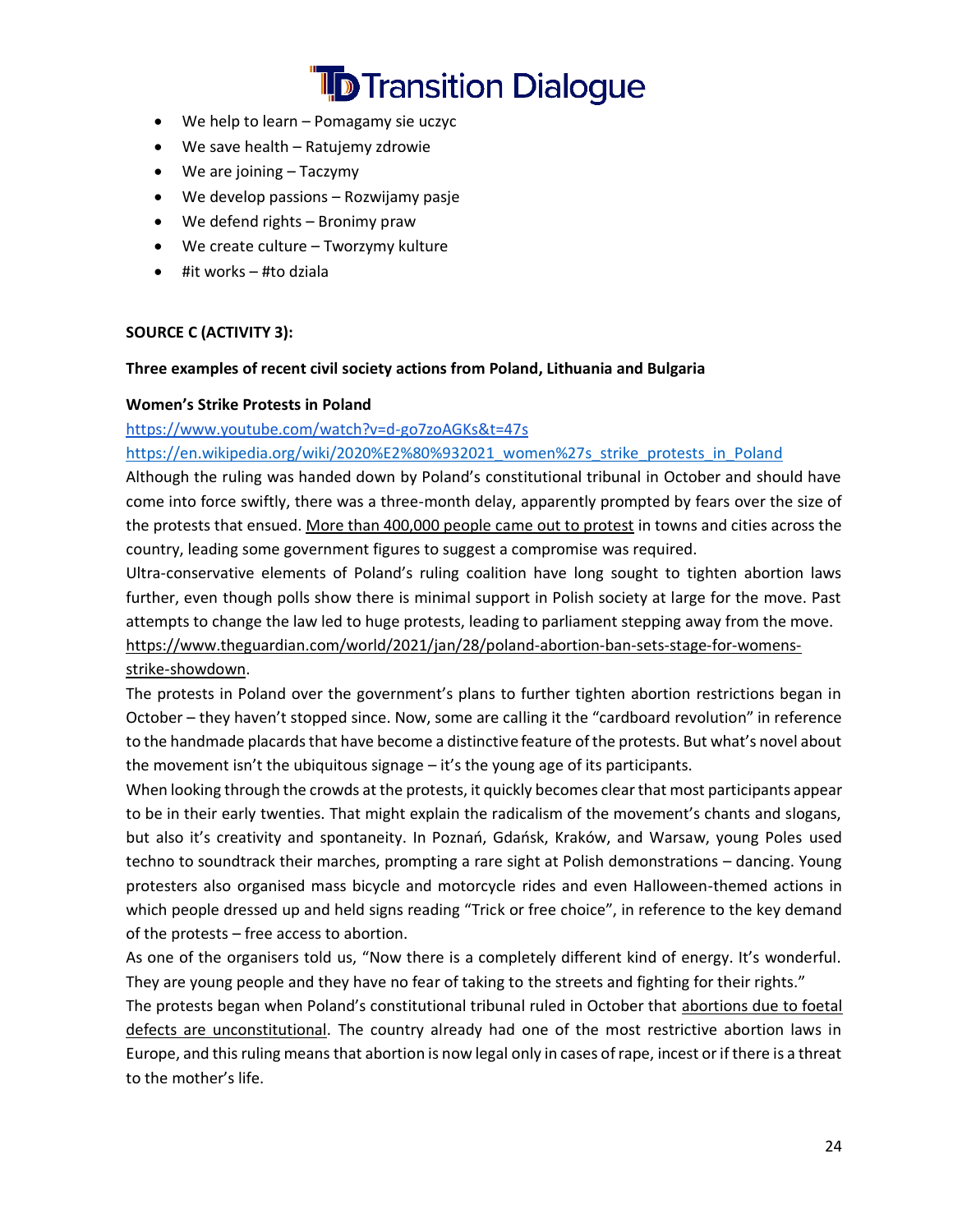- We help to learn – Pomagamy sie uczyc
- We save health – Ratujemy zdrowie
- We are joining – Taczymy
- We develop passions – Rozwijamy pasje
- We defend rights – Bronimy praw
- We create culture – Tworzymy kulture
- #it works – #to dziala

**SOURCE C (ACTIVITY 3):**

**Three examples of recent civil society actions from Poland, Lithuania and Bulgaria**

**Women's Strike Protests in Poland**

https://www.youtube.com/watch?v=d-go7zoAGKs&t=47s

https://en.wikipedia.org/wiki/2020%E2%80%932021_women%27s_strike_protests_in_Poland

Although the ruling was handed down by Poland's constitutional tribunal in October and should have come into force swiftly, there was a three-month delay, apparently prompted by fears over the size of the protests that ensued. More than 400,000 people came out to protest in towns and cities across the country, leading some government figures to suggest a compromise was required.

Ultra-conservative elements of Poland's ruling coalition have long sought to tighten abortion laws further, even though polls show there is minimal support in Polish society at large for the move. Past attempts to change the law led to huge protests, leading to parliament stepping away from the move.

https://www.theguardian.com/world/2021/jan/28/poland-abortion-ban-sets-stage-for-womens-strike-showdown.

The protests in Poland over the government's plans to further tighten abortion restrictions began in October – they haven't stopped since. Now, some are calling it the "cardboard revolution" in reference to the handmade placards that have become a distinctive feature of the protests. But what's novel about the movement isn't the ubiquitous signage – it's the young age of its participants.

When looking through the crowds at the protests, it quickly becomes clear that most participants appear to be in their early twenties. That might explain the radicalism of the movement's chants and slogans, but also it's creativity and spontaneity. In Poznań, Gdańsk, Kraków, and Warsaw, young Poles used techno to soundtrack their marches, prompting a rare sight at Polish demonstrations – dancing. Young protesters also organised mass bicycle and motorcycle rides and even Halloween-themed actions in which people dressed up and held signs reading "Trick or free choice", in reference to the key demand of the protests – free access to abortion.

As one of the organisers told us, "Now there is a completely different kind of energy. It's wonderful. They are young people and they have no fear of taking to the streets and fighting for their rights."

The protests began when Poland's constitutional tribunal ruled in October that abortions due to foetal defects are unconstitutional. The country already had one of the most restrictive abortion laws in Europe, and this ruling means that abortion is now legal only in cases of rape, incest or if there is a threat to the mother's life.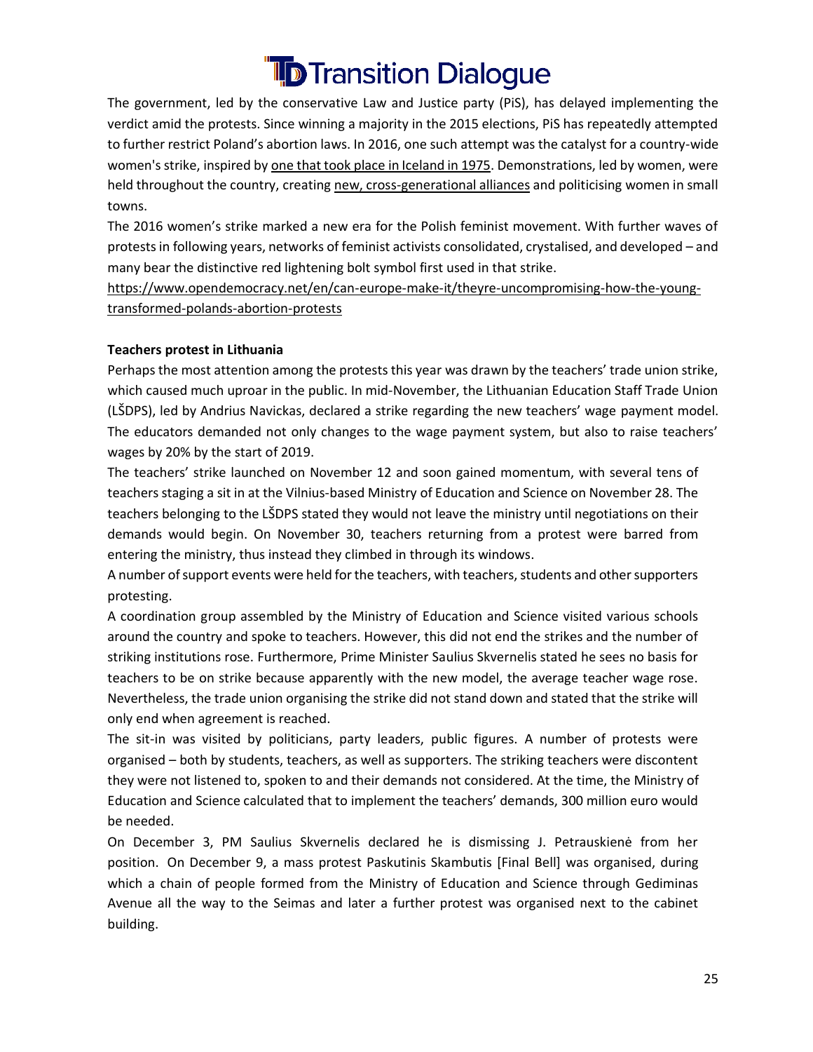The government, led by the conservative Law and Justice party (PiS), has delayed implementing the verdict amid the protests. Since winning a majority in the 2015 elections, PiS has repeatedly attempted to further restrict Poland's abortion laws. In 2016, one such attempt was the catalyst for a country-wide women's strike, inspired by one that took place in Iceland in 1975. Demonstrations, led by women, were held throughout the country, creating new, cross-generational alliances and politicising women in small towns.

The 2016 women's strike marked a new era for the Polish feminist movement. With further waves of protests in following years, networks of feminist activists consolidated, crystalised, and developed – and many bear the distinctive red lightening bolt symbol first used in that strike.

https://www.opendemocracy.net/en/can-europe-make-it/theyre-uncompromising-how-the-young-transformed-polands-abortion-protests

**Teachers protest in Lithuania**

Perhaps the most attention among the protests this year was drawn by the teachers' trade union strike, which caused much uproar in the public. In mid-November, the Lithuanian Education Staff Trade Union (LŠDPS), led by Andrius Navickas, declared a strike regarding the new teachers' wage payment model. The educators demanded not only changes to the wage payment system, but also to raise teachers' wages by 20% by the start of 2019.

The teachers' strike launched on November 12 and soon gained momentum, with several tens of teachers staging a sit in at the Vilnius-based Ministry of Education and Science on November 28. The teachers belonging to the LŠDPS stated they would not leave the ministry until negotiations on their demands would begin. On November 30, teachers returning from a protest were barred from entering the ministry, thus instead they climbed in through its windows.

A number of support events were held for the teachers, with teachers, students and other supporters protesting.

A coordination group assembled by the Ministry of Education and Science visited various schools around the country and spoke to teachers. However, this did not end the strikes and the number of striking institutions rose. Furthermore, Prime Minister Saulius Skvernelis stated he sees no basis for teachers to be on strike because apparently with the new model, the average teacher wage rose. Nevertheless, the trade union organising the strike did not stand down and stated that the strike will only end when agreement is reached.

The sit-in was visited by politicians, party leaders, public figures. A number of protests were organised – both by students, teachers, as well as supporters. The striking teachers were discontent they were not listened to, spoken to and their demands not considered. At the time, the Ministry of Education and Science calculated that to implement the teachers' demands, 300 million euro would be needed.

On December 3, PM Saulius Skvernelis declared he is dismissing J. Petrauskienė from her position. On December 9, a mass protest Paskutinis Skambutis [Final Bell] was organised, during which a chain of people formed from the Ministry of Education and Science through Gediminas Avenue all the way to the Seimas and later a further protest was organised next to the cabinet building.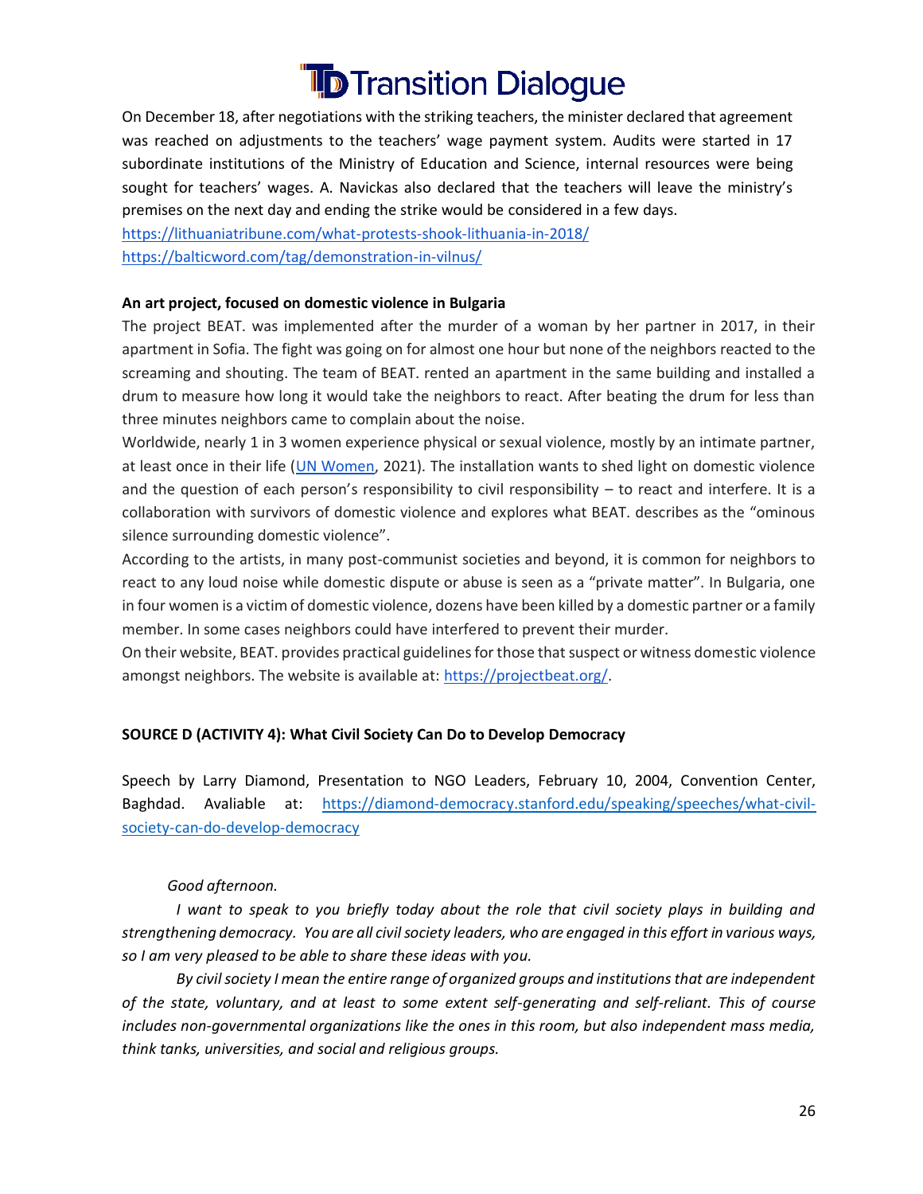On December 18, after negotiations with the striking teachers, the minister declared that agreement was reached on adjustments to the teachers' wage payment system. Audits were started in 17 subordinate institutions of the Ministry of Education and Science, internal resources were being sought for teachers' wages. A. Navickas also declared that the teachers will leave the ministry's premises on the next day and ending the strike would be considered in a few days.

https://lithuaniatribune.com/what-protests-shook-lithuania-in-2018/

https://balticword.com/tag/demonstration-in-vilnus/

**An art project, focused on domestic violence in Bulgaria**

The project BEAT. was implemented after the murder of a woman by her partner in 2017, in their apartment in Sofia. The fight was going on for almost one hour but none of the neighbors reacted to the screaming and shouting. The team of BEAT. rented an apartment in the same building and installed a drum to measure how long it would take the neighbors to react. After beating the drum for less than three minutes neighbors came to complain about the noise.

Worldwide, nearly 1 in 3 women experience physical or sexual violence, mostly by an intimate partner, at least once in their life (UN Women, 2021). The installation wants to shed light on domestic violence and the question of each person's responsibility to civil responsibility – to react and interfere. It is a collaboration with survivors of domestic violence and explores what BEAT. describes as the "ominous silence surrounding domestic violence".

According to the artists, in many post-communist societies and beyond, it is common for neighbors to react to any loud noise while domestic dispute or abuse is seen as a "private matter". In Bulgaria, one in four women is a victim of domestic violence, dozens have been killed by a domestic partner or a family member. In some cases neighbors could have interfered to prevent their murder.

On their website, BEAT. provides practical guidelines for those that suspect or witness domestic violence amongst neighbors. The website is available at: https://projectbeat.org/.

**SOURCE D (ACTIVITY 4): What Civil Society Can Do to Develop Democracy**

Speech by Larry Diamond, Presentation to NGO Leaders, February 10, 2004, Convention Center, Baghdad. Avaliable at: https://diamond-democracy.stanford.edu/speaking/speeches/what-civil-society-can-do-develop-democracy

*Good afternoon.*

*I want to speak to you briefly today about the role that civil society plays in building and strengthening democracy. You are all civil society leaders, who are engaged in this effort in various ways, so I am very pleased to be able to share these ideas with you.*

*By civil society I mean the entire range of organized groups and institutions that are independent of the state, voluntary, and at least to some extent self-generating and self-reliant. This of course includes non-governmental organizations like the ones in this room, but also independent mass media, think tanks, universities, and social and religious groups.*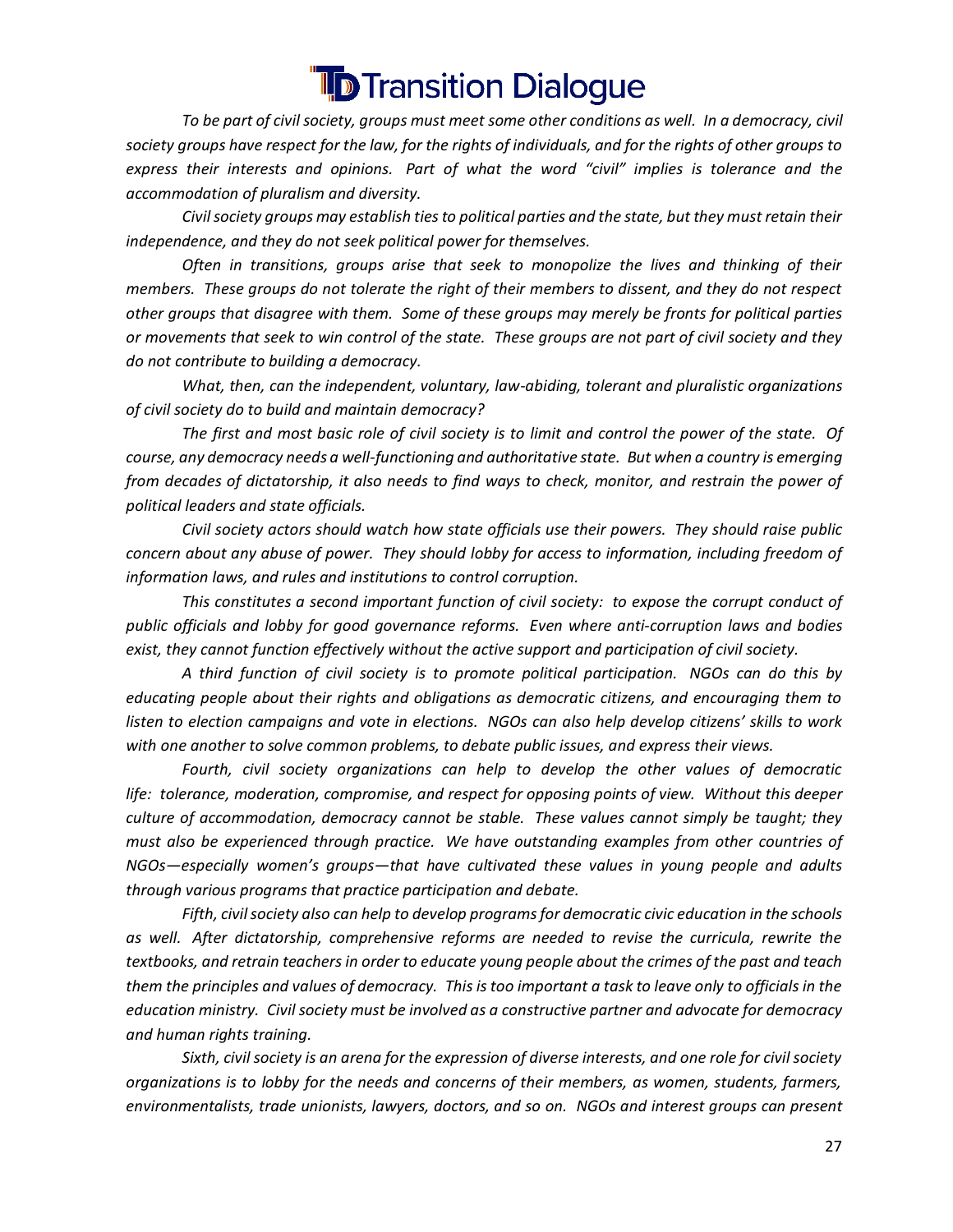*To be part of civil society, groups must meet some other conditions as well. In a democracy, civil society groups have respect for the law, for the rights of individuals, and for the rights of other groups to express their interests and opinions. Part of what the word "civil" implies is tolerance and the accommodation of pluralism and diversity.*

*Civil society groups may establish ties to political parties and the state, but they must retain their independence, and they do not seek political power for themselves.*

*Often in transitions, groups arise that seek to monopolize the lives and thinking of their members. These groups do not tolerate the right of their members to dissent, and they do not respect other groups that disagree with them. Some of these groups may merely be fronts for political parties or movements that seek to win control of the state. These groups are not part of civil society and they do not contribute to building a democracy.*

*What, then, can the independent, voluntary, law-abiding, tolerant and pluralistic organizations of civil society do to build and maintain democracy?*

*The first and most basic role of civil society is to limit and control the power of the state. Of course, any democracy needs a well-functioning and authoritative state. But when a country is emerging from decades of dictatorship, it also needs to find ways to check, monitor, and restrain the power of political leaders and state officials.*

*Civil society actors should watch how state officials use their powers. They should raise public concern about any abuse of power. They should lobby for access to information, including freedom of information laws, and rules and institutions to control corruption.*

*This constitutes a second important function of civil society: to expose the corrupt conduct of public officials and lobby for good governance reforms. Even where anti-corruption laws and bodies exist, they cannot function effectively without the active support and participation of civil society.*

*A third function of civil society is to promote political participation. NGOs can do this by educating people about their rights and obligations as democratic citizens, and encouraging them to listen to election campaigns and vote in elections. NGOs can also help develop citizens' skills to work with one another to solve common problems, to debate public issues, and express their views.*

*Fourth, civil society organizations can help to develop the other values of democratic life: tolerance, moderation, compromise, and respect for opposing points of view. Without this deeper culture of accommodation, democracy cannot be stable. These values cannot simply be taught; they must also be experienced through practice. We have outstanding examples from other countries of NGOs—especially women's groups—that have cultivated these values in young people and adults through various programs that practice participation and debate.*

*Fifth, civil society also can help to develop programs for democratic civic education in the schools as well. After dictatorship, comprehensive reforms are needed to revise the curricula, rewrite the textbooks, and retrain teachers in order to educate young people about the crimes of the past and teach them the principles and values of democracy. This is too important a task to leave only to officials in the education ministry. Civil society must be involved as a constructive partner and advocate for democracy and human rights training.*

*Sixth, civil society is an arena for the expression of diverse interests, and one role for civil society organizations is to lobby for the needs and concerns of their members, as women, students, farmers, environmentalists, trade unionists, lawyers, doctors, and so on. NGOs and interest groups can present*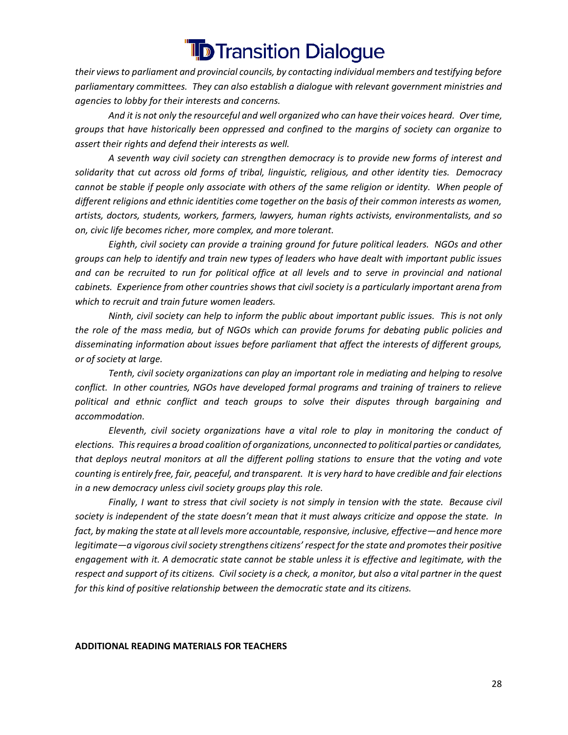*their views to parliament and provincial councils, by contacting individual members and testifying before parliamentary committees. They can also establish a dialogue with relevant government ministries and agencies to lobby for their interests and concerns.*

*And it is not only the resourceful and well organized who can have their voices heard. Over time, groups that have historically been oppressed and confined to the margins of society can organize to assert their rights and defend their interests as well.*

*A seventh way civil society can strengthen democracy is to provide new forms of interest and solidarity that cut across old forms of tribal, linguistic, religious, and other identity ties. Democracy cannot be stable if people only associate with others of the same religion or identity. When people of different religions and ethnic identities come together on the basis of their common interests as women, artists, doctors, students, workers, farmers, lawyers, human rights activists, environmentalists, and so on, civic life becomes richer, more complex, and more tolerant.*

*Eighth, civil society can provide a training ground for future political leaders. NGOs and other groups can help to identify and train new types of leaders who have dealt with important public issues and can be recruited to run for political office at all levels and to serve in provincial and national cabinets. Experience from other countries shows that civil society is a particularly important arena from which to recruit and train future women leaders.*

*Ninth, civil society can help to inform the public about important public issues. This is not only the role of the mass media, but of NGOs which can provide forums for debating public policies and disseminating information about issues before parliament that affect the interests of different groups, or of society at large.*

*Tenth, civil society organizations can play an important role in mediating and helping to resolve conflict. In other countries, NGOs have developed formal programs and training of trainers to relieve political and ethnic conflict and teach groups to solve their disputes through bargaining and accommodation.*

*Eleventh, civil society organizations have a vital role to play in monitoring the conduct of elections. This requires a broad coalition of organizations, unconnected to political parties or candidates, that deploys neutral monitors at all the different polling stations to ensure that the voting and vote counting is entirely free, fair, peaceful, and transparent. It is very hard to have credible and fair elections in a new democracy unless civil society groups play this role.*

*Finally, I want to stress that civil society is not simply in tension with the state. Because civil society is independent of the state doesn't mean that it must always criticize and oppose the state. In fact, by making the state at all levels more accountable, responsive, inclusive, effective—and hence more legitimate—a vigorous civil society strengthens citizens' respect for the state and promotes their positive engagement with it. A democratic state cannot be stable unless it is effective and legitimate, with the respect and support of its citizens. Civil society is a check, a monitor, but also a vital partner in the quest for this kind of positive relationship between the democratic state and its citizens.*

**ADDITIONAL READING MATERIALS FOR TEACHERS**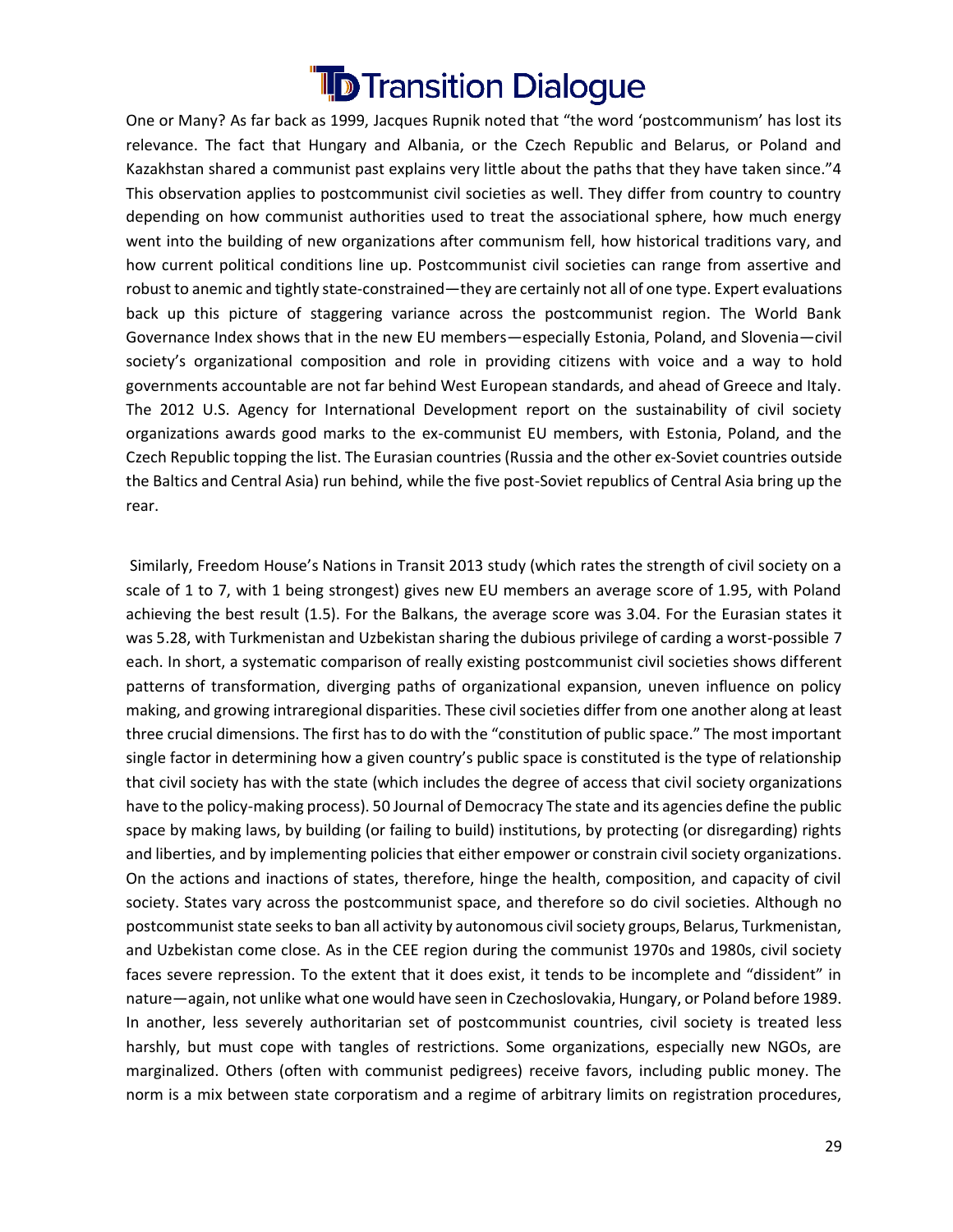One or Many? As far back as 1999, Jacques Rupnik noted that “the word ‘postcommunism’ has lost its relevance. The fact that Hungary and Albania, or the Czech Republic and Belarus, or Poland and Kazakhstan shared a communist past explains very little about the paths that they have taken since.”4 This observation applies to postcommunist civil societies as well. They differ from country to country depending on how communist authorities used to treat the associational sphere, how much energy went into the building of new organizations after communism fell, how historical traditions vary, and how current political conditions line up. Postcommunist civil societies can range from assertive and robust to anemic and tightly state-constrained—they are certainly not all of one type. Expert evaluations back up this picture of staggering variance across the postcommunist region. The World Bank Governance Index shows that in the new EU members—especially Estonia, Poland, and Slovenia—civil society’s organizational composition and role in providing citizens with voice and a way to hold governments accountable are not far behind West European standards, and ahead of Greece and Italy. The 2012 U.S. Agency for International Development report on the sustainability of civil society organizations awards good marks to the ex-communist EU members, with Estonia, Poland, and the Czech Republic topping the list. The Eurasian countries (Russia and the other ex-Soviet countries outside the Baltics and Central Asia) run behind, while the five post-Soviet republics of Central Asia bring up the rear.

Similarly, Freedom House’s Nations in Transit 2013 study (which rates the strength of civil society on a scale of 1 to 7, with 1 being strongest) gives new EU members an average score of 1.95, with Poland achieving the best result (1.5). For the Balkans, the average score was 3.04. For the Eurasian states it was 5.28, with Turkmenistan and Uzbekistan sharing the dubious privilege of carding a worst-possible 7 each. In short, a systematic comparison of really existing postcommunist civil societies shows different patterns of transformation, diverging paths of organizational expansion, uneven influence on policy making, and growing intraregional disparities. These civil societies differ from one another along at least three crucial dimensions. The first has to do with the “constitution of public space.” The most important single factor in determining how a given country’s public space is constituted is the type of relationship that civil society has with the state (which includes the degree of access that civil society organizations have to the policy-making process). 50 Journal of Democracy The state and its agencies define the public space by making laws, by building (or failing to build) institutions, by protecting (or disregarding) rights and liberties, and by implementing policies that either empower or constrain civil society organizations. On the actions and inactions of states, therefore, hinge the health, composition, and capacity of civil society. States vary across the postcommunist space, and therefore so do civil societies. Although no postcommunist state seeks to ban all activity by autonomous civil society groups, Belarus, Turkmenistan, and Uzbekistan come close. As in the CEE region during the communist 1970s and 1980s, civil society faces severe repression. To the extent that it does exist, it tends to be incomplete and “dissident” in nature—again, not unlike what one would have seen in Czechoslovakia, Hungary, or Poland before 1989. In another, less severely authoritarian set of postcommunist countries, civil society is treated less harshly, but must cope with tangles of restrictions. Some organizations, especially new NGOs, are marginalized. Others (often with communist pedigrees) receive favors, including public money. The norm is a mix between state corporatism and a regime of arbitrary limits on registration procedures,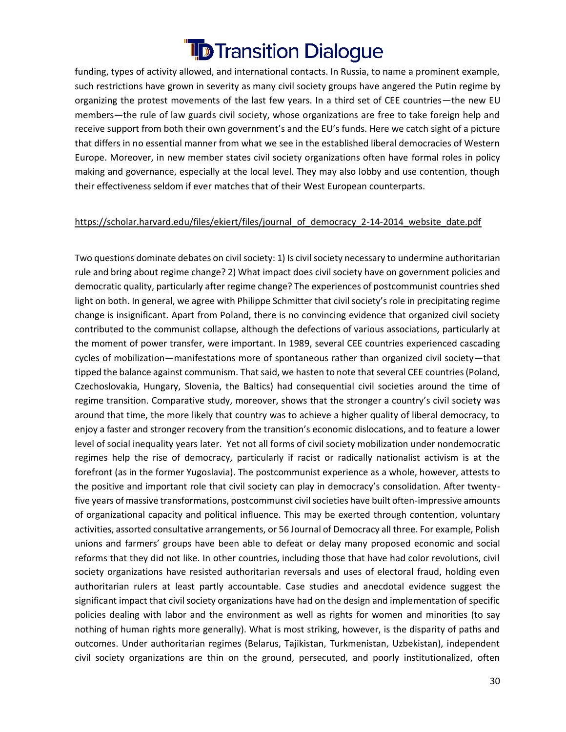funding, types of activity allowed, and international contacts. In Russia, to name a prominent example, such restrictions have grown in severity as many civil society groups have angered the Putin regime by organizing the protest movements of the last few years. In a third set of CEE countries—the new EU members—the rule of law guards civil society, whose organizations are free to take foreign help and receive support from both their own government's and the EU's funds. Here we catch sight of a picture that differs in no essential manner from what we see in the established liberal democracies of Western Europe. Moreover, in new member states civil society organizations often have formal roles in policy making and governance, especially at the local level. They may also lobby and use contention, though their effectiveness seldom if ever matches that of their West European counterparts.

https://scholar.harvard.edu/files/ekiert/files/journal_of_democracy_2-14-2014_website_date.pdf

Two questions dominate debates on civil society: 1) Is civil society necessary to undermine authoritarian rule and bring about regime change? 2) What impact does civil society have on government policies and democratic quality, particularly after regime change? The experiences of postcommunist countries shed light on both. In general, we agree with Philippe Schmitter that civil society's role in precipitating regime change is insignificant. Apart from Poland, there is no convincing evidence that organized civil society contributed to the communist collapse, although the defections of various associations, particularly at the moment of power transfer, were important. In 1989, several CEE countries experienced cascading cycles of mobilization—manifestations more of spontaneous rather than organized civil society—that tipped the balance against communism. That said, we hasten to note that several CEE countries (Poland, Czechoslovakia, Hungary, Slovenia, the Baltics) had consequential civil societies around the time of regime transition. Comparative study, moreover, shows that the stronger a country's civil society was around that time, the more likely that country was to achieve a higher quality of liberal democracy, to enjoy a faster and stronger recovery from the transition's economic dislocations, and to feature a lower level of social inequality years later. Yet not all forms of civil society mobilization under nondemocratic regimes help the rise of democracy, particularly if racist or radically nationalist activism is at the forefront (as in the former Yugoslavia). The postcommunist experience as a whole, however, attests to the positive and important role that civil society can play in democracy's consolidation. After twenty-five years of massive transformations, postcommunst civil societies have built often-impressive amounts of organizational capacity and political influence. This may be exerted through contention, voluntary activities, assorted consultative arrangements, or 56 Journal of Democracy all three. For example, Polish unions and farmers' groups have been able to defeat or delay many proposed economic and social reforms that they did not like. In other countries, including those that have had color revolutions, civil society organizations have resisted authoritarian reversals and uses of electoral fraud, holding even authoritarian rulers at least partly accountable. Case studies and anecdotal evidence suggest the significant impact that civil society organizations have had on the design and implementation of specific policies dealing with labor and the environment as well as rights for women and minorities (to say nothing of human rights more generally). What is most striking, however, is the disparity of paths and outcomes. Under authoritarian regimes (Belarus, Tajikistan, Turkmenistan, Uzbekistan), independent civil society organizations are thin on the ground, persecuted, and poorly institutionalized, often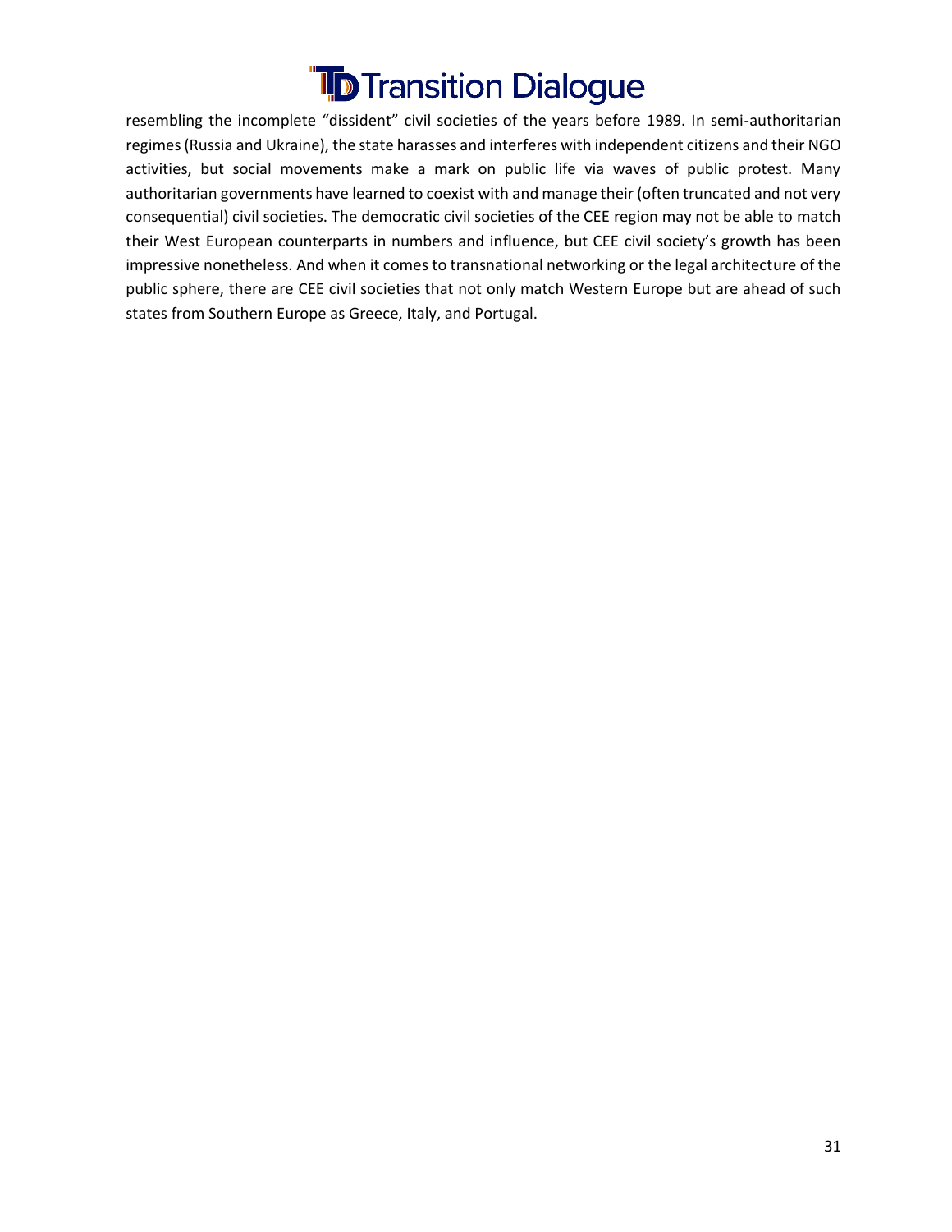resembling the incomplete "dissident" civil societies of the years before 1989. In semi-authoritarian regimes (Russia and Ukraine), the state harasses and interferes with independent citizens and their NGO activities, but social movements make a mark on public life via waves of public protest. Many authoritarian governments have learned to coexist with and manage their (often truncated and not very consequential) civil societies. The democratic civil societies of the CEE region may not be able to match their West European counterparts in numbers and influence, but CEE civil society's growth has been impressive nonetheless. And when it comes to transnational networking or the legal architecture of the public sphere, there are CEE civil societies that not only match Western Europe but are ahead of such states from Southern Europe as Greece, Italy, and Portugal.